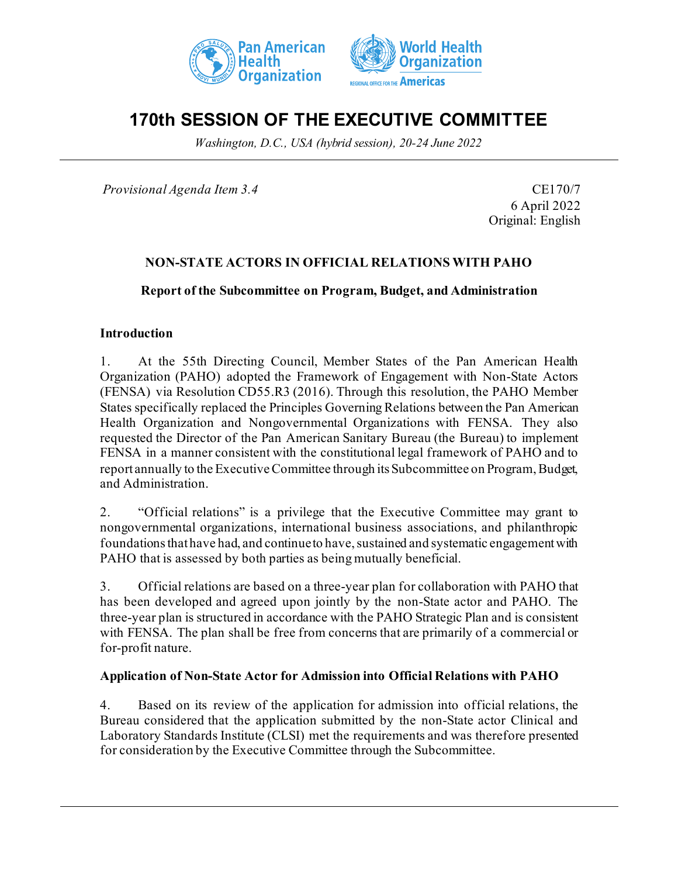# 170th SESSION OF THE EXECUTIVE COMMITTEE

*Washington, D.C., USA (hybrid session), 20-24 June 2022*

*Provisional Agenda Item 3.4*

CE170/7
6 April 2022
Original: English

## NON-STATE ACTORS IN OFFICIAL RELATIONS WITH PAHO

### Report of the Subcommittee on Program, Budget, and Administration

### Introduction

1. At the 55th Directing Council, Member States of the Pan American Health Organization (PAHO) adopted the Framework of Engagement with Non-State Actors (FENSA) via Resolution CD55.R3 (2016). Through this resolution, the PAHO Member States specifically replaced the Principles Governing Relations between the Pan American Health Organization and Nongovernmental Organizations with FENSA. They also requested the Director of the Pan American Sanitary Bureau (the Bureau) to implement FENSA in a manner consistent with the constitutional legal framework of PAHO and to report annually to the Executive Committee through its Subcommittee on Program, Budget, and Administration.

2. "Official relations" is a privilege that the Executive Committee may grant to nongovernmental organizations, international business associations, and philanthropic foundations that have had, and continue to have, sustained and systematic engagement with PAHO that is assessed by both parties as being mutually beneficial.

3. Official relations are based on a three-year plan for collaboration with PAHO that has been developed and agreed upon jointly by the non-State actor and PAHO. The three-year plan is structured in accordance with the PAHO Strategic Plan and is consistent with FENSA. The plan shall be free from concerns that are primarily of a commercial or for-profit nature.

### Application of Non-State Actor for Admission into Official Relations with PAHO

4. Based on its review of the application for admission into official relations, the Bureau considered that the application submitted by the non-State actor Clinical and Laboratory Standards Institute (CLSI) met the requirements and was therefore presented for consideration by the Executive Committee through the Subcommittee.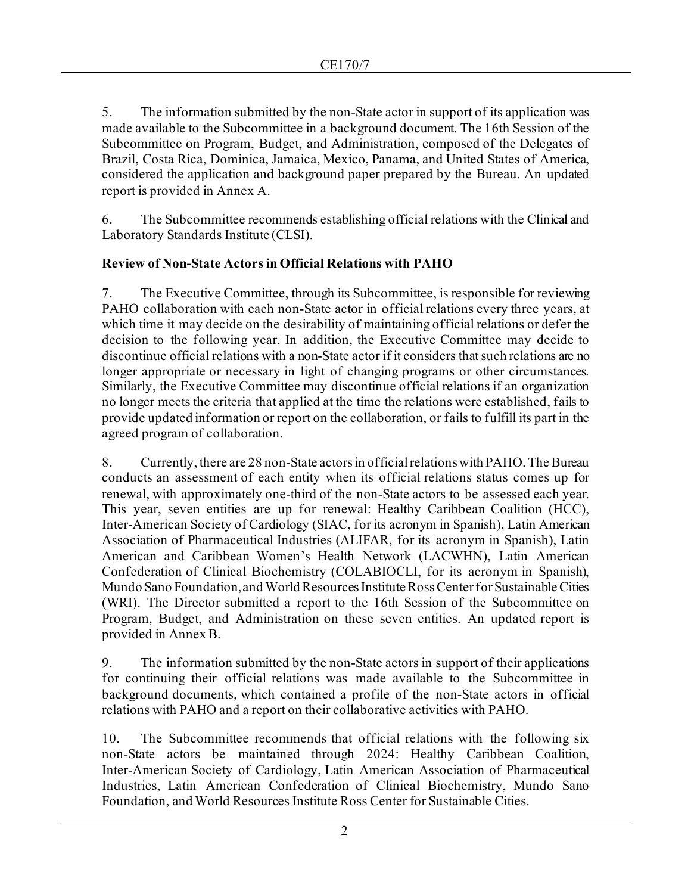5. The information submitted by the non-State actor in support of its application was made available to the Subcommittee in a background document. The 16th Session of the Subcommittee on Program, Budget, and Administration, composed of the Delegates of Brazil, Costa Rica, Dominica, Jamaica, Mexico, Panama, and United States of America, considered the application and background paper prepared by the Bureau. An updated report is provided in Annex A.

6. The Subcommittee recommends establishing official relations with the Clinical and Laboratory Standards Institute (CLSI).

**Review of Non-State Actors in Official Relations with PAHO**

7. The Executive Committee, through its Subcommittee, is responsible for reviewing PAHO collaboration with each non-State actor in official relations every three years, at which time it may decide on the desirability of maintaining official relations or defer the decision to the following year. In addition, the Executive Committee may decide to discontinue official relations with a non-State actor if it considers that such relations are no longer appropriate or necessary in light of changing programs or other circumstances. Similarly, the Executive Committee may discontinue official relations if an organization no longer meets the criteria that applied at the time the relations were established, fails to provide updated information or report on the collaboration, or fails to fulfill its part in the agreed program of collaboration.

8. Currently, there are 28 non-State actors in official relations with PAHO. The Bureau conducts an assessment of each entity when its official relations status comes up for renewal, with approximately one-third of the non-State actors to be assessed each year. This year, seven entities are up for renewal: Healthy Caribbean Coalition (HCC), Inter-American Society of Cardiology (SIAC, for its acronym in Spanish), Latin American Association of Pharmaceutical Industries (ALIFAR, for its acronym in Spanish), Latin American and Caribbean Women's Health Network (LACWHN), Latin American Confederation of Clinical Biochemistry (COLABIOCLI, for its acronym in Spanish), Mundo Sano Foundation, and World Resources Institute Ross Center for Sustainable Cities (WRI). The Director submitted a report to the 16th Session of the Subcommittee on Program, Budget, and Administration on these seven entities. An updated report is provided in Annex B.

9. The information submitted by the non-State actors in support of their applications for continuing their official relations was made available to the Subcommittee in background documents, which contained a profile of the non-State actors in official relations with PAHO and a report on their collaborative activities with PAHO.

10. The Subcommittee recommends that official relations with the following six non-State actors be maintained through 2024: Healthy Caribbean Coalition, Inter-American Society of Cardiology, Latin American Association of Pharmaceutical Industries, Latin American Confederation of Clinical Biochemistry, Mundo Sano Foundation, and World Resources Institute Ross Center for Sustainable Cities.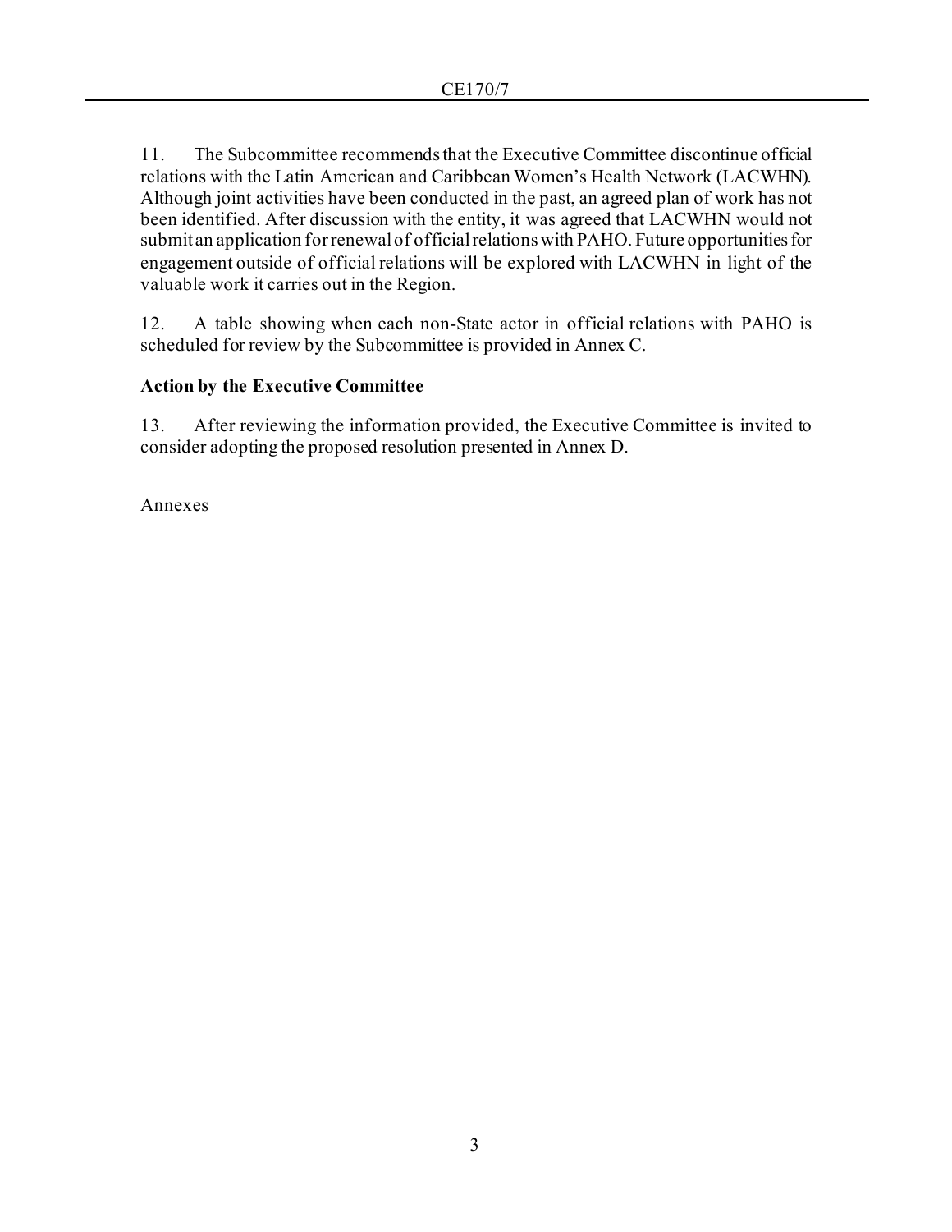11. The Subcommittee recommends that the Executive Committee discontinue official relations with the Latin American and Caribbean Women's Health Network (LACWHN). Although joint activities have been conducted in the past, an agreed plan of work has not been identified. After discussion with the entity, it was agreed that LACWHN would not submit an application for renewal of official relations with PAHO. Future opportunities for engagement outside of official relations will be explored with LACWHN in light of the valuable work it carries out in the Region.

12. A table showing when each non-State actor in official relations with PAHO is scheduled for review by the Subcommittee is provided in Annex C.

**Action by the Executive Committee**

13. After reviewing the information provided, the Executive Committee is invited to consider adopting the proposed resolution presented in Annex D.

Annexes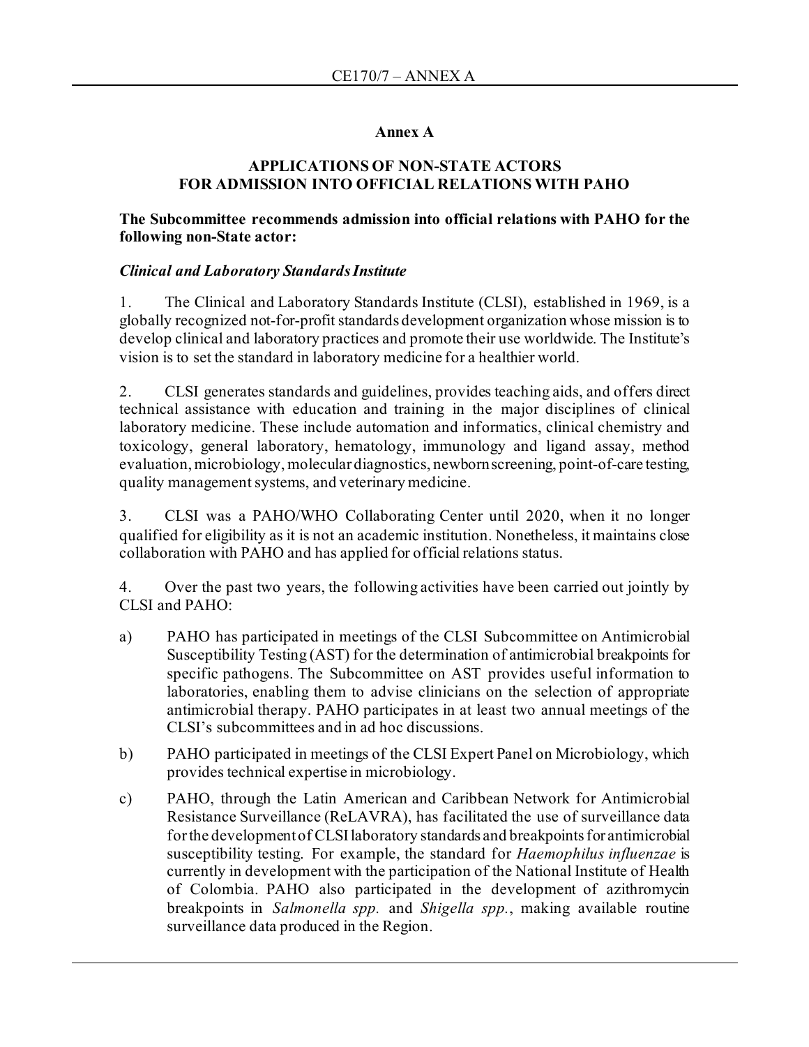## Annex A

## APPLICATIONS OF NON-STATE ACTORS FOR ADMISSION INTO OFFICIAL RELATIONS WITH PAHO

**The Subcommittee recommends admission into official relations with PAHO for the following non-State actor:**

***Clinical and Laboratory Standards Institute***

1. The Clinical and Laboratory Standards Institute (CLSI), established in 1969, is a globally recognized not-for-profit standards development organization whose mission is to develop clinical and laboratory practices and promote their use worldwide. The Institute's vision is to set the standard in laboratory medicine for a healthier world.

2. CLSI generates standards and guidelines, provides teaching aids, and offers direct technical assistance with education and training in the major disciplines of clinical laboratory medicine. These include automation and informatics, clinical chemistry and toxicology, general laboratory, hematology, immunology and ligand assay, method evaluation, microbiology, molecular diagnostics, newborn screening, point-of-care testing, quality management systems, and veterinary medicine.

3. CLSI was a PAHO/WHO Collaborating Center until 2020, when it no longer qualified for eligibility as it is not an academic institution. Nonetheless, it maintains close collaboration with PAHO and has applied for official relations status.

4. Over the past two years, the following activities have been carried out jointly by CLSI and PAHO:

a) PAHO has participated in meetings of the CLSI Subcommittee on Antimicrobial Susceptibility Testing (AST) for the determination of antimicrobial breakpoints for specific pathogens. The Subcommittee on AST provides useful information to laboratories, enabling them to advise clinicians on the selection of appropriate antimicrobial therapy. PAHO participates in at least two annual meetings of the CLSI's subcommittees and in ad hoc discussions.

b) PAHO participated in meetings of the CLSI Expert Panel on Microbiology, which provides technical expertise in microbiology.

c) PAHO, through the Latin American and Caribbean Network for Antimicrobial Resistance Surveillance (ReLAVRA), has facilitated the use of surveillance data for the development of CLSI laboratory standards and breakpoints for antimicrobial susceptibility testing. For example, the standard for *Haemophilus influenzae* is currently in development with the participation of the National Institute of Health of Colombia. PAHO also participated in the development of azithromycin breakpoints in *Salmonella spp.* and *Shigella spp.*, making available routine surveillance data produced in the Region.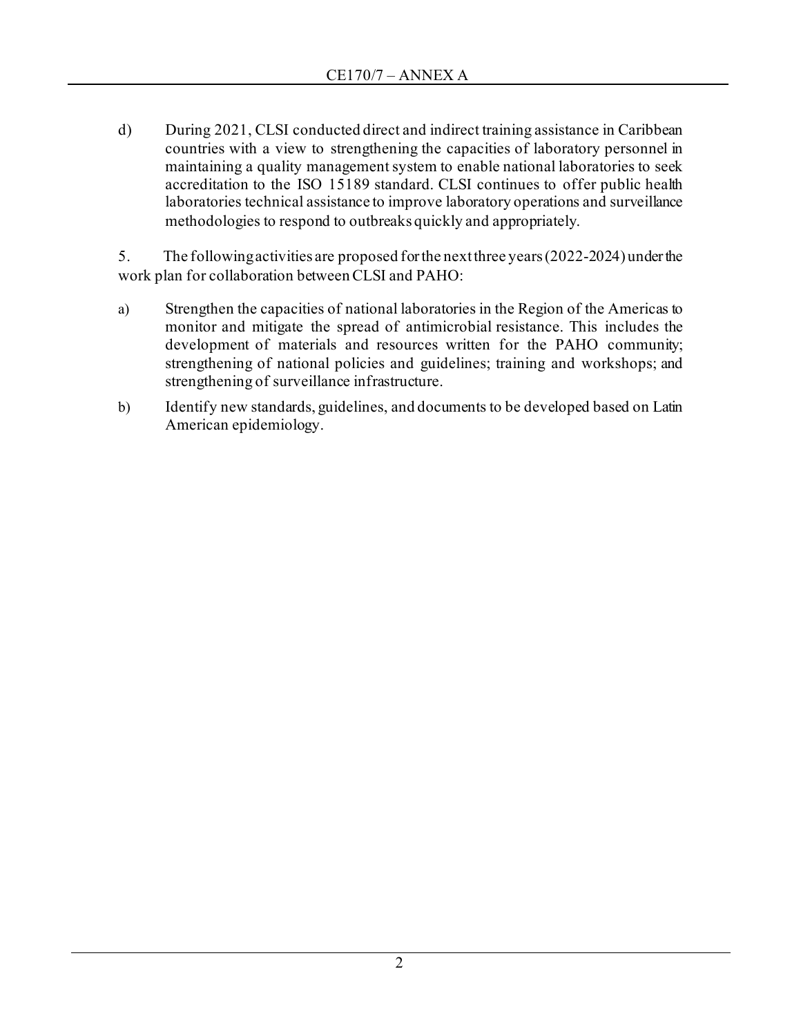d) During 2021, CLSI conducted direct and indirect training assistance in Caribbean countries with a view to strengthening the capacities of laboratory personnel in maintaining a quality management system to enable national laboratories to seek accreditation to the ISO 15189 standard. CLSI continues to offer public health laboratories technical assistance to improve laboratory operations and surveillance methodologies to respond to outbreaks quickly and appropriately.

5. The following activities are proposed for the next three years (2022-2024) under the work plan for collaboration between CLSI and PAHO:

a) Strengthen the capacities of national laboratories in the Region of the Americas to monitor and mitigate the spread of antimicrobial resistance. This includes the development of materials and resources written for the PAHO community; strengthening of national policies and guidelines; training and workshops; and strengthening of surveillance infrastructure.

b) Identify new standards, guidelines, and documents to be developed based on Latin American epidemiology.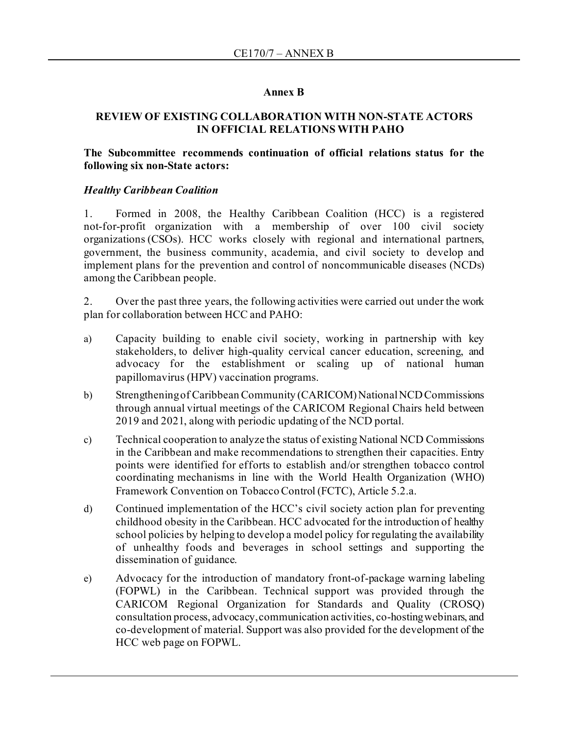# Annex B

## REVIEW OF EXISTING COLLABORATION WITH NON-STATE ACTORS IN OFFICIAL RELATIONS WITH PAHO

**The Subcommittee recommends continuation of official relations status for the following six non-State actors:**

### *Healthy Caribbean Coalition*

1. Formed in 2008, the Healthy Caribbean Coalition (HCC) is a registered not-for-profit organization with a membership of over 100 civil society organizations (CSOs). HCC works closely with regional and international partners, government, the business community, academia, and civil society to develop and implement plans for the prevention and control of noncommunicable diseases (NCDs) among the Caribbean people.

2. Over the past three years, the following activities were carried out under the work plan for collaboration between HCC and PAHO:

a) Capacity building to enable civil society, working in partnership with key stakeholders, to deliver high-quality cervical cancer education, screening, and advocacy for the establishment or scaling up of national human papillomavirus (HPV) vaccination programs.

b) Strengthening of Caribbean Community (CARICOM) National NCD Commissions through annual virtual meetings of the CARICOM Regional Chairs held between 2019 and 2021, along with periodic updating of the NCD portal.

c) Technical cooperation to analyze the status of existing National NCD Commissions in the Caribbean and make recommendations to strengthen their capacities. Entry points were identified for efforts to establish and/or strengthen tobacco control coordinating mechanisms in line with the World Health Organization (WHO) Framework Convention on Tobacco Control (FCTC), Article 5.2.a.

d) Continued implementation of the HCC's civil society action plan for preventing childhood obesity in the Caribbean. HCC advocated for the introduction of healthy school policies by helping to develop a model policy for regulating the availability of unhealthy foods and beverages in school settings and supporting the dissemination of guidance.

e) Advocacy for the introduction of mandatory front-of-package warning labeling (FOPWL) in the Caribbean. Technical support was provided through the CARICOM Regional Organization for Standards and Quality (CROSQ) consultation process, advocacy, communication activities, co-hosting webinars, and co-development of material. Support was also provided for the development of the HCC web page on FOPWL.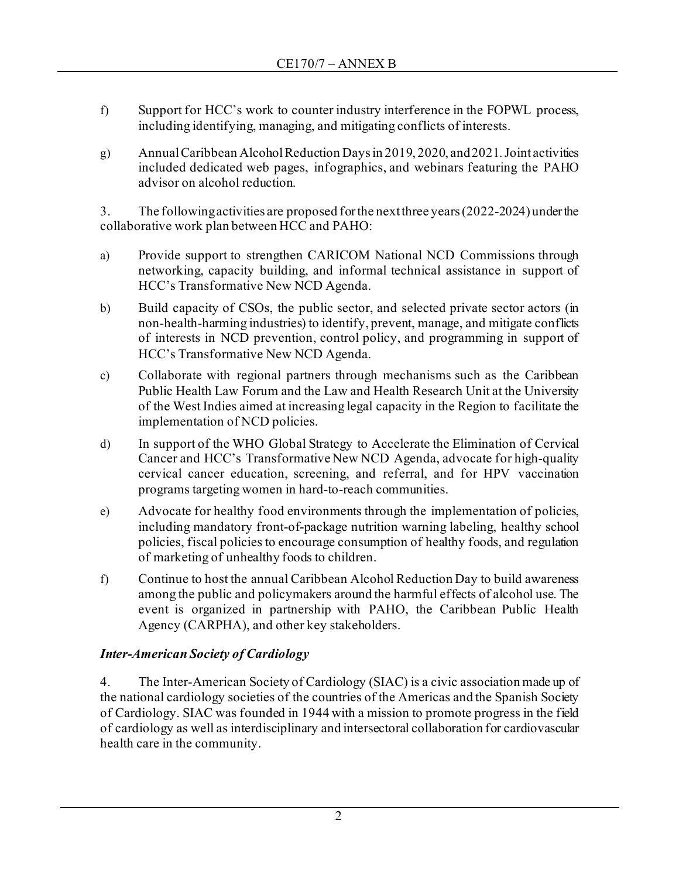f) Support for HCC's work to counter industry interference in the FOPWL process, including identifying, managing, and mitigating conflicts of interests.

g) Annual Caribbean Alcohol Reduction Days in 2019, 2020, and 2021. Joint activities included dedicated web pages, infographics, and webinars featuring the PAHO advisor on alcohol reduction.

3. The following activities are proposed for the next three years (2022-2024) under the collaborative work plan between HCC and PAHO:

a) Provide support to strengthen CARICOM National NCD Commissions through networking, capacity building, and informal technical assistance in support of HCC's Transformative New NCD Agenda.

b) Build capacity of CSOs, the public sector, and selected private sector actors (in non-health-harming industries) to identify, prevent, manage, and mitigate conflicts of interests in NCD prevention, control policy, and programming in support of HCC's Transformative New NCD Agenda.

c) Collaborate with regional partners through mechanisms such as the Caribbean Public Health Law Forum and the Law and Health Research Unit at the University of the West Indies aimed at increasing legal capacity in the Region to facilitate the implementation of NCD policies.

d) In support of the WHO Global Strategy to Accelerate the Elimination of Cervical Cancer and HCC's Transformative New NCD Agenda, advocate for high-quality cervical cancer education, screening, and referral, and for HPV vaccination programs targeting women in hard-to-reach communities.

e) Advocate for healthy food environments through the implementation of policies, including mandatory front-of-package nutrition warning labeling, healthy school policies, fiscal policies to encourage consumption of healthy foods, and regulation of marketing of unhealthy foods to children.

f) Continue to host the annual Caribbean Alcohol Reduction Day to build awareness among the public and policymakers around the harmful effects of alcohol use. The event is organized in partnership with PAHO, the Caribbean Public Health Agency (CARPHA), and other key stakeholders.

### *Inter-American Society of Cardiology*

4. The Inter-American Society of Cardiology (SIAC) is a civic association made up of the national cardiology societies of the countries of the Americas and the Spanish Society of Cardiology. SIAC was founded in 1944 with a mission to promote progress in the field of cardiology as well as interdisciplinary and intersectoral collaboration for cardiovascular health care in the community.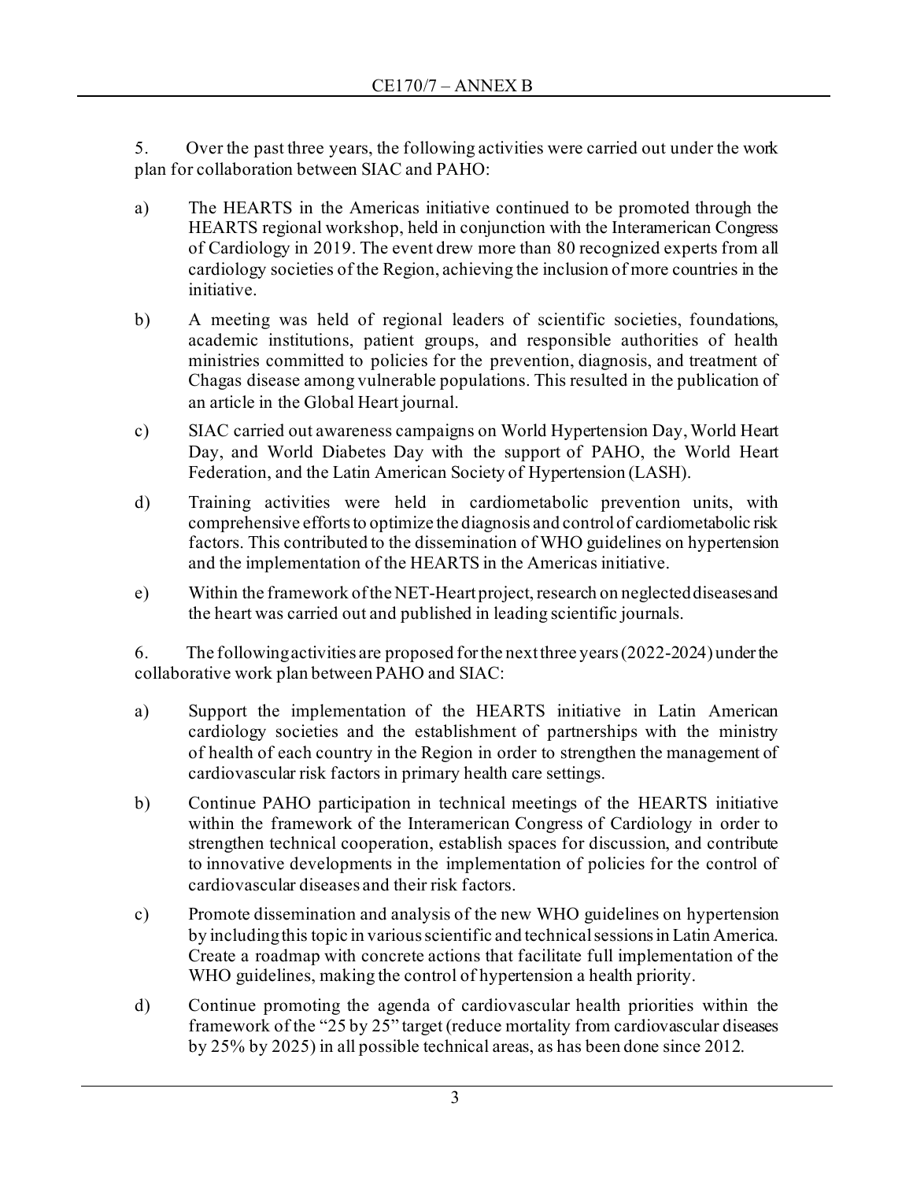5. Over the past three years, the following activities were carried out under the work plan for collaboration between SIAC and PAHO:

a) The HEARTS in the Americas initiative continued to be promoted through the HEARTS regional workshop, held in conjunction with the Interamerican Congress of Cardiology in 2019. The event drew more than 80 recognized experts from all cardiology societies of the Region, achieving the inclusion of more countries in the initiative.

b) A meeting was held of regional leaders of scientific societies, foundations, academic institutions, patient groups, and responsible authorities of health ministries committed to policies for the prevention, diagnosis, and treatment of Chagas disease among vulnerable populations. This resulted in the publication of an article in the Global Heart journal.

c) SIAC carried out awareness campaigns on World Hypertension Day, World Heart Day, and World Diabetes Day with the support of PAHO, the World Heart Federation, and the Latin American Society of Hypertension (LASH).

d) Training activities were held in cardiometabolic prevention units, with comprehensive efforts to optimize the diagnosis and control of cardiometabolic risk factors. This contributed to the dissemination of WHO guidelines on hypertension and the implementation of the HEARTS in the Americas initiative.

e) Within the framework of the NET-Heart project, research on neglected diseases and the heart was carried out and published in leading scientific journals.

6. The following activities are proposed for the next three years (2022-2024) under the collaborative work plan between PAHO and SIAC:

a) Support the implementation of the HEARTS initiative in Latin American cardiology societies and the establishment of partnerships with the ministry of health of each country in the Region in order to strengthen the management of cardiovascular risk factors in primary health care settings.

b) Continue PAHO participation in technical meetings of the HEARTS initiative within the framework of the Interamerican Congress of Cardiology in order to strengthen technical cooperation, establish spaces for discussion, and contribute to innovative developments in the implementation of policies for the control of cardiovascular diseases and their risk factors.

c) Promote dissemination and analysis of the new WHO guidelines on hypertension by including this topic in various scientific and technical sessions in Latin America. Create a roadmap with concrete actions that facilitate full implementation of the WHO guidelines, making the control of hypertension a health priority.

d) Continue promoting the agenda of cardiovascular health priorities within the framework of the "25 by 25" target (reduce mortality from cardiovascular diseases by 25% by 2025) in all possible technical areas, as has been done since 2012.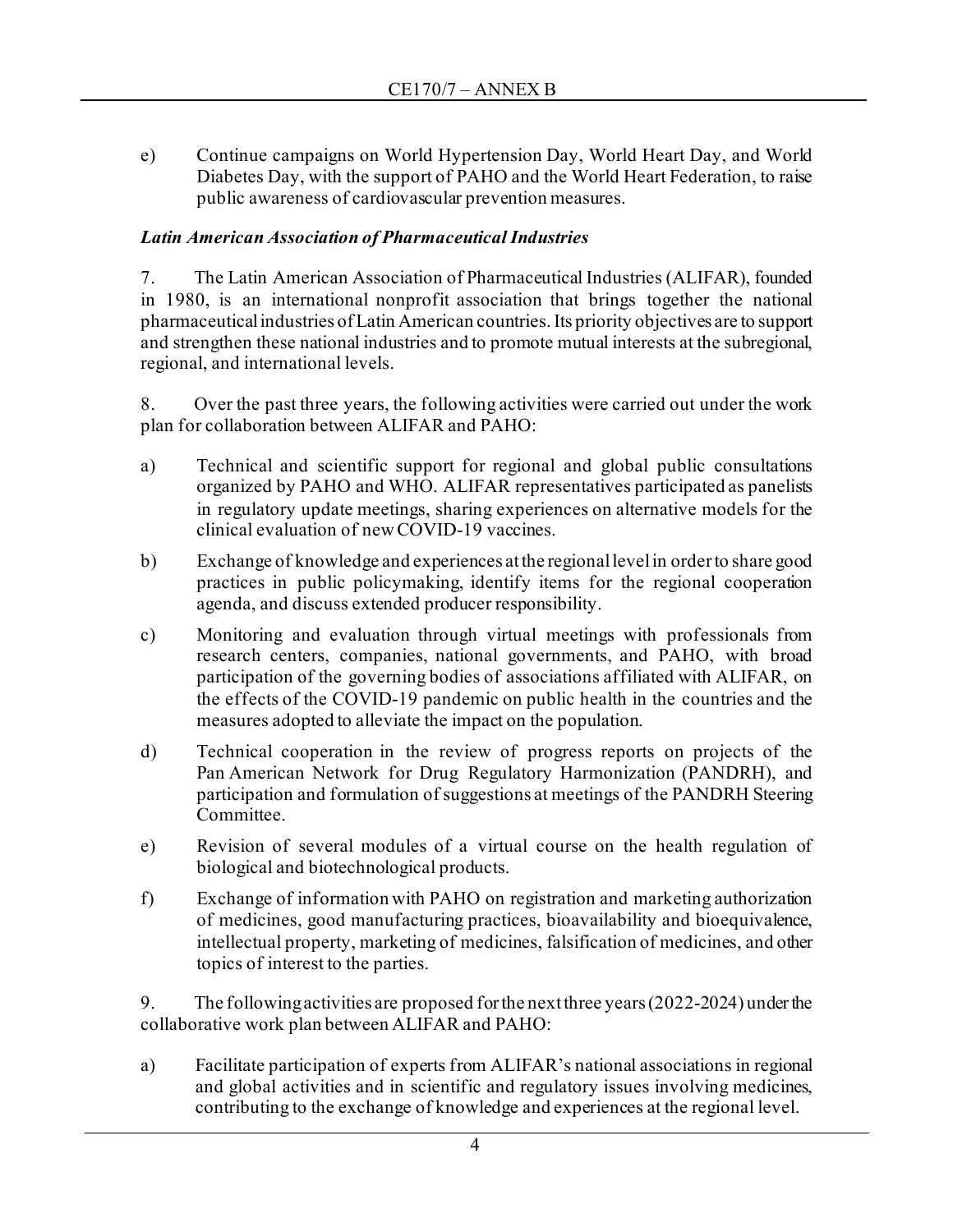e) Continue campaigns on World Hypertension Day, World Heart Day, and World Diabetes Day, with the support of PAHO and the World Heart Federation, to raise public awareness of cardiovascular prevention measures.

### *Latin American Association of Pharmaceutical Industries*

7. The Latin American Association of Pharmaceutical Industries (ALIFAR), founded in 1980, is an international nonprofit association that brings together the national pharmaceutical industries of Latin American countries. Its priority objectives are to support and strengthen these national industries and to promote mutual interests at the subregional, regional, and international levels.

8. Over the past three years, the following activities were carried out under the work plan for collaboration between ALIFAR and PAHO:

a) Technical and scientific support for regional and global public consultations organized by PAHO and WHO. ALIFAR representatives participated as panelists in regulatory update meetings, sharing experiences on alternative models for the clinical evaluation of new COVID-19 vaccines.

b) Exchange of knowledge and experiences at the regional level in order to share good practices in public policymaking, identify items for the regional cooperation agenda, and discuss extended producer responsibility.

c) Monitoring and evaluation through virtual meetings with professionals from research centers, companies, national governments, and PAHO, with broad participation of the governing bodies of associations affiliated with ALIFAR, on the effects of the COVID-19 pandemic on public health in the countries and the measures adopted to alleviate the impact on the population.

d) Technical cooperation in the review of progress reports on projects of the Pan American Network for Drug Regulatory Harmonization (PANDRH), and participation and formulation of suggestions at meetings of the PANDRH Steering Committee.

e) Revision of several modules of a virtual course on the health regulation of biological and biotechnological products.

f) Exchange of information with PAHO on registration and marketing authorization of medicines, good manufacturing practices, bioavailability and bioequivalence, intellectual property, marketing of medicines, falsification of medicines, and other topics of interest to the parties.

9. The following activities are proposed for the next three years (2022-2024) under the collaborative work plan between ALIFAR and PAHO:

a) Facilitate participation of experts from ALIFAR's national associations in regional and global activities and in scientific and regulatory issues involving medicines, contributing to the exchange of knowledge and experiences at the regional level.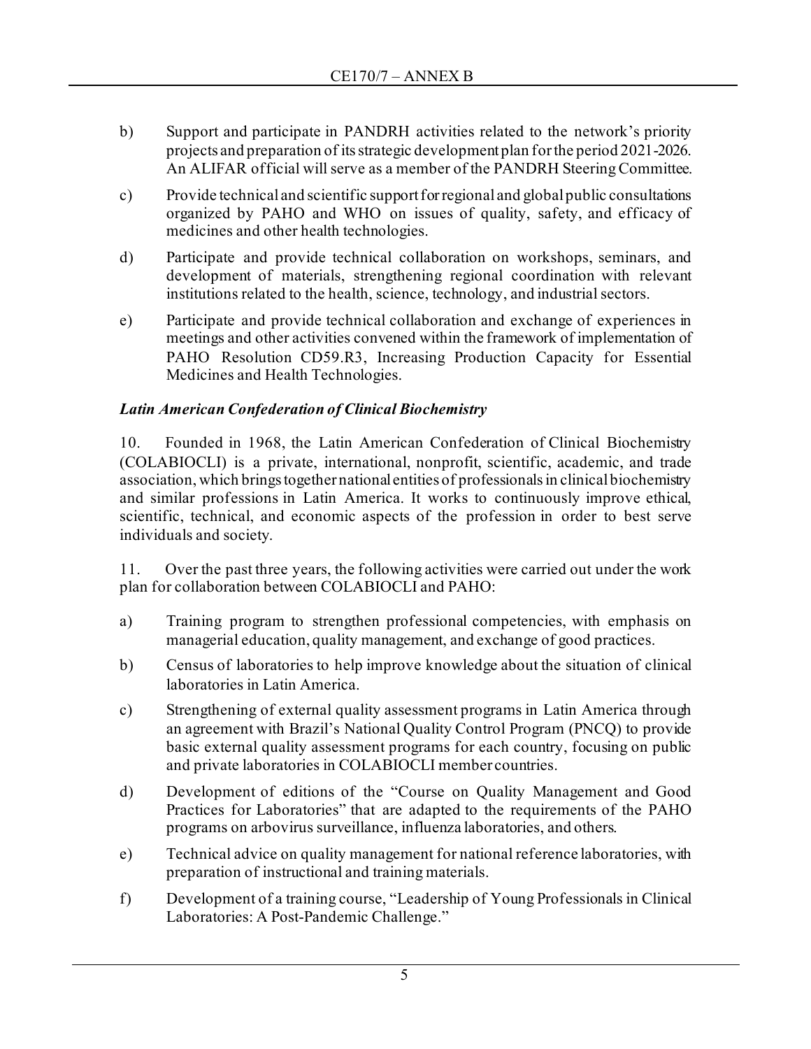b) Support and participate in PANDRH activities related to the network's priority projects and preparation of its strategic development plan for the period 2021-2026. An ALIFAR official will serve as a member of the PANDRH Steering Committee.

c) Provide technical and scientific support for regional and global public consultations organized by PAHO and WHO on issues of quality, safety, and efficacy of medicines and other health technologies.

d) Participate and provide technical collaboration on workshops, seminars, and development of materials, strengthening regional coordination with relevant institutions related to the health, science, technology, and industrial sectors.

e) Participate and provide technical collaboration and exchange of experiences in meetings and other activities convened within the framework of implementation of PAHO Resolution CD59.R3, Increasing Production Capacity for Essential Medicines and Health Technologies.

***Latin American Confederation of Clinical Biochemistry***

10. Founded in 1968, the Latin American Confederation of Clinical Biochemistry (COLABIOCLI) is a private, international, nonprofit, scientific, academic, and trade association, which brings together national entities of professionals in clinical biochemistry and similar professions in Latin America. It works to continuously improve ethical, scientific, technical, and economic aspects of the profession in order to best serve individuals and society.

11. Over the past three years, the following activities were carried out under the work plan for collaboration between COLABIOCLI and PAHO:

a) Training program to strengthen professional competencies, with emphasis on managerial education, quality management, and exchange of good practices.

b) Census of laboratories to help improve knowledge about the situation of clinical laboratories in Latin America.

c) Strengthening of external quality assessment programs in Latin America through an agreement with Brazil's National Quality Control Program (PNCQ) to provide basic external quality assessment programs for each country, focusing on public and private laboratories in COLABIOCLI member countries.

d) Development of editions of the "Course on Quality Management and Good Practices for Laboratories" that are adapted to the requirements of the PAHO programs on arbovirus surveillance, influenza laboratories, and others.

e) Technical advice on quality management for national reference laboratories, with preparation of instructional and training materials.

f) Development of a training course, "Leadership of Young Professionals in Clinical Laboratories: A Post-Pandemic Challenge."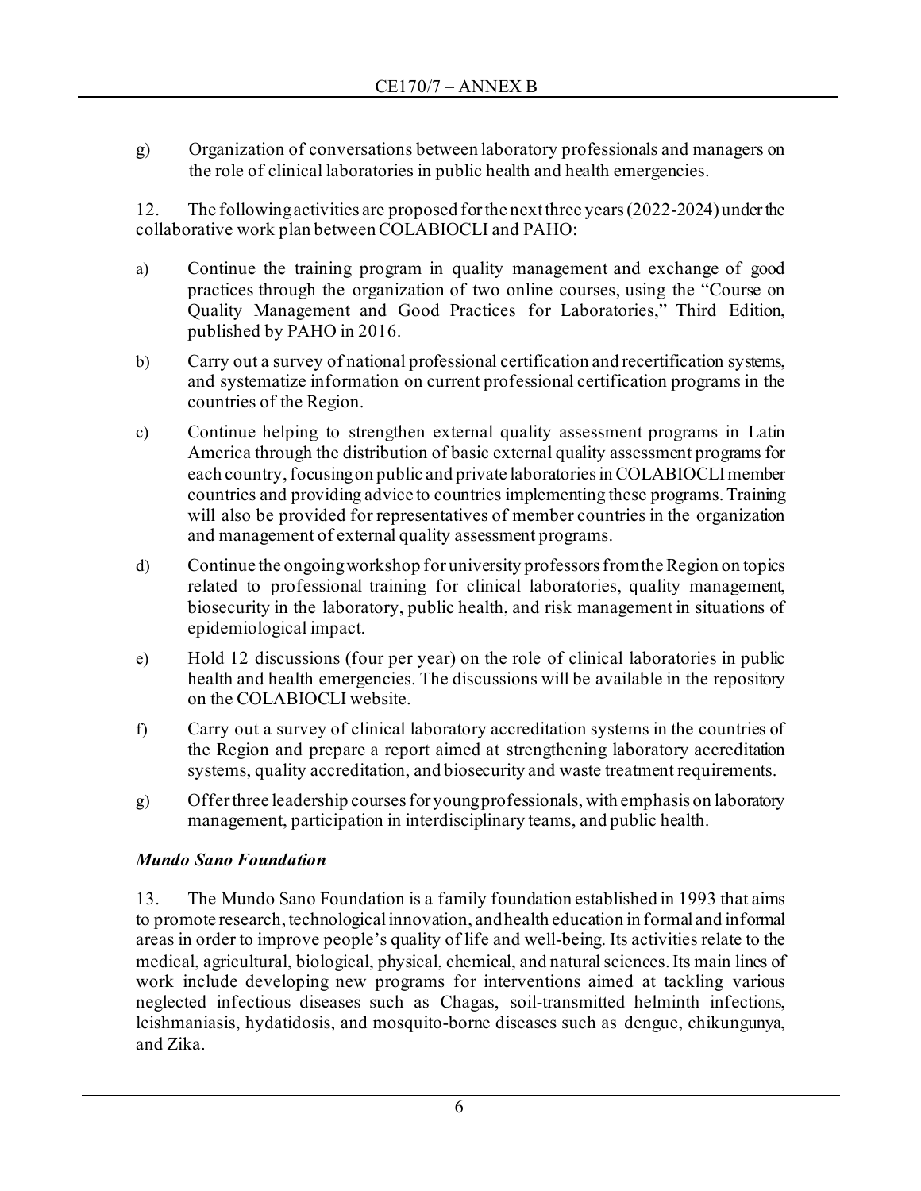g) Organization of conversations between laboratory professionals and managers on the role of clinical laboratories in public health and health emergencies.

12. The following activities are proposed for the next three years (2022-2024) under the collaborative work plan between COLABIOCLI and PAHO:

a) Continue the training program in quality management and exchange of good practices through the organization of two online courses, using the "Course on Quality Management and Good Practices for Laboratories," Third Edition, published by PAHO in 2016.

b) Carry out a survey of national professional certification and recertification systems, and systematize information on current professional certification programs in the countries of the Region.

c) Continue helping to strengthen external quality assessment programs in Latin America through the distribution of basic external quality assessment programs for each country, focusing on public and private laboratories in COLABIOCLI member countries and providing advice to countries implementing these programs. Training will also be provided for representatives of member countries in the organization and management of external quality assessment programs.

d) Continue the ongoing workshop for university professors from the Region on topics related to professional training for clinical laboratories, quality management, biosecurity in the laboratory, public health, and risk management in situations of epidemiological impact.

e) Hold 12 discussions (four per year) on the role of clinical laboratories in public health and health emergencies. The discussions will be available in the repository on the COLABIOCLI website.

f) Carry out a survey of clinical laboratory accreditation systems in the countries of the Region and prepare a report aimed at strengthening laboratory accreditation systems, quality accreditation, and biosecurity and waste treatment requirements.

g) Offer three leadership courses for young professionals, with emphasis on laboratory management, participation in interdisciplinary teams, and public health.

***Mundo Sano Foundation***

13. The Mundo Sano Foundation is a family foundation established in 1993 that aims to promote research, technological innovation, and health education in formal and informal areas in order to improve people's quality of life and well-being. Its activities relate to the medical, agricultural, biological, physical, chemical, and natural sciences. Its main lines of work include developing new programs for interventions aimed at tackling various neglected infectious diseases such as Chagas, soil-transmitted helminth infections, leishmaniasis, hydatidosis, and mosquito-borne diseases such as dengue, chikungunya, and Zika.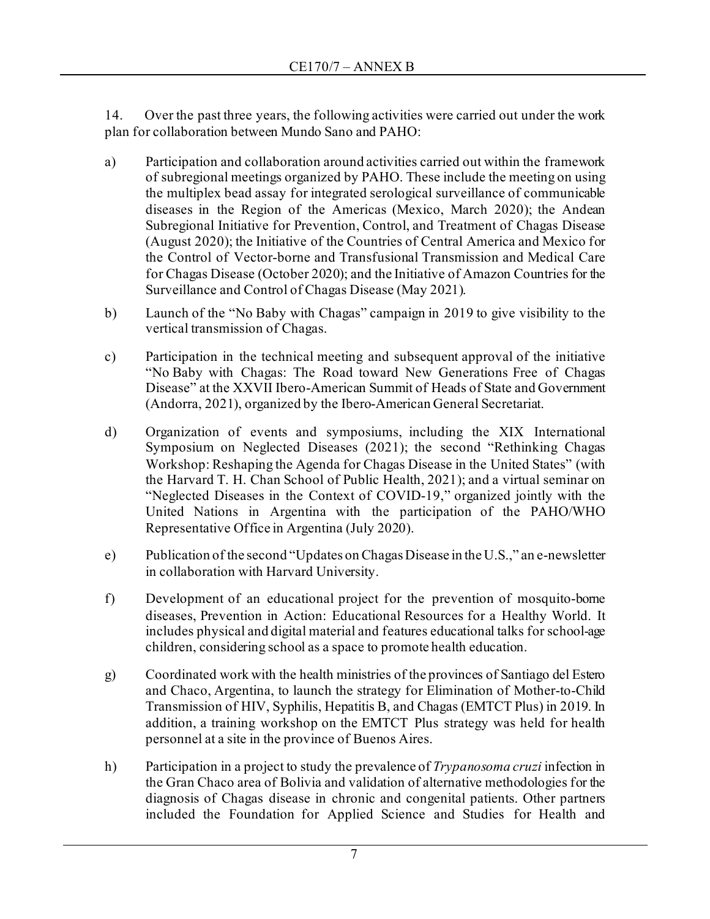14. Over the past three years, the following activities were carried out under the work plan for collaboration between Mundo Sano and PAHO:

a) Participation and collaboration around activities carried out within the framework of subregional meetings organized by PAHO. These include the meeting on using the multiplex bead assay for integrated serological surveillance of communicable diseases in the Region of the Americas (Mexico, March 2020); the Andean Subregional Initiative for Prevention, Control, and Treatment of Chagas Disease (August 2020); the Initiative of the Countries of Central America and Mexico for the Control of Vector-borne and Transfusional Transmission and Medical Care for Chagas Disease (October 2020); and the Initiative of Amazon Countries for the Surveillance and Control of Chagas Disease (May 2021).

b) Launch of the "No Baby with Chagas" campaign in 2019 to give visibility to the vertical transmission of Chagas.

c) Participation in the technical meeting and subsequent approval of the initiative "No Baby with Chagas: The Road toward New Generations Free of Chagas Disease" at the XXVII Ibero-American Summit of Heads of State and Government (Andorra, 2021), organized by the Ibero-American General Secretariat.

d) Organization of events and symposiums, including the XIX International Symposium on Neglected Diseases (2021); the second "Rethinking Chagas Workshop: Reshaping the Agenda for Chagas Disease in the United States" (with the Harvard T. H. Chan School of Public Health, 2021); and a virtual seminar on "Neglected Diseases in the Context of COVID-19," organized jointly with the United Nations in Argentina with the participation of the PAHO/WHO Representative Office in Argentina (July 2020).

e) Publication of the second "Updates on Chagas Disease in the U.S.," an e-newsletter in collaboration with Harvard University.

f) Development of an educational project for the prevention of mosquito-borne diseases, Prevention in Action: Educational Resources for a Healthy World. It includes physical and digital material and features educational talks for school-age children, considering school as a space to promote health education.

g) Coordinated work with the health ministries of the provinces of Santiago del Estero and Chaco, Argentina, to launch the strategy for Elimination of Mother-to-Child Transmission of HIV, Syphilis, Hepatitis B, and Chagas (EMTCT Plus) in 2019. In addition, a training workshop on the EMTCT Plus strategy was held for health personnel at a site in the province of Buenos Aires.

h) Participation in a project to study the prevalence of *Trypanosoma cruzi* infection in the Gran Chaco area of Bolivia and validation of alternative methodologies for the diagnosis of Chagas disease in chronic and congenital patients. Other partners included the Foundation for Applied Science and Studies for Health and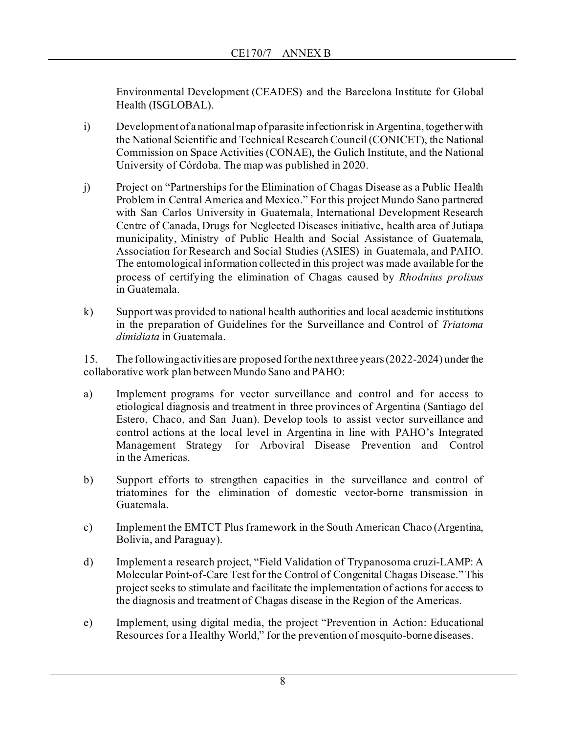Environmental Development (CEADES) and the Barcelona Institute for Global Health (ISGLOBAL).

i) Development of a national map of parasite infection risk in Argentina, together with the National Scientific and Technical Research Council (CONICET), the National Commission on Space Activities (CONAE), the Gulich Institute, and the National University of Córdoba. The map was published in 2020.

j) Project on "Partnerships for the Elimination of Chagas Disease as a Public Health Problem in Central America and Mexico." For this project Mundo Sano partnered with San Carlos University in Guatemala, International Development Research Centre of Canada, Drugs for Neglected Diseases initiative, health area of Jutiapa municipality, Ministry of Public Health and Social Assistance of Guatemala, Association for Research and Social Studies (ASIES) in Guatemala, and PAHO. The entomological information collected in this project was made available for the process of certifying the elimination of Chagas caused by *Rhodnius prolixus* in Guatemala.

k) Support was provided to national health authorities and local academic institutions in the preparation of Guidelines for the Surveillance and Control of *Triatoma dimidiata* in Guatemala.

15. The following activities are proposed for the next three years (2022-2024) under the collaborative work plan between Mundo Sano and PAHO:

a) Implement programs for vector surveillance and control and for access to etiological diagnosis and treatment in three provinces of Argentina (Santiago del Estero, Chaco, and San Juan). Develop tools to assist vector surveillance and control actions at the local level in Argentina in line with PAHO's Integrated Management Strategy for Arboviral Disease Prevention and Control in the Americas.

b) Support efforts to strengthen capacities in the surveillance and control of triatomines for the elimination of domestic vector-borne transmission in Guatemala.

c) Implement the EMTCT Plus framework in the South American Chaco (Argentina, Bolivia, and Paraguay).

d) Implement a research project, "Field Validation of Trypanosoma cruzi-LAMP: A Molecular Point-of-Care Test for the Control of Congenital Chagas Disease." This project seeks to stimulate and facilitate the implementation of actions for access to the diagnosis and treatment of Chagas disease in the Region of the Americas.

e) Implement, using digital media, the project "Prevention in Action: Educational Resources for a Healthy World," for the prevention of mosquito-borne diseases.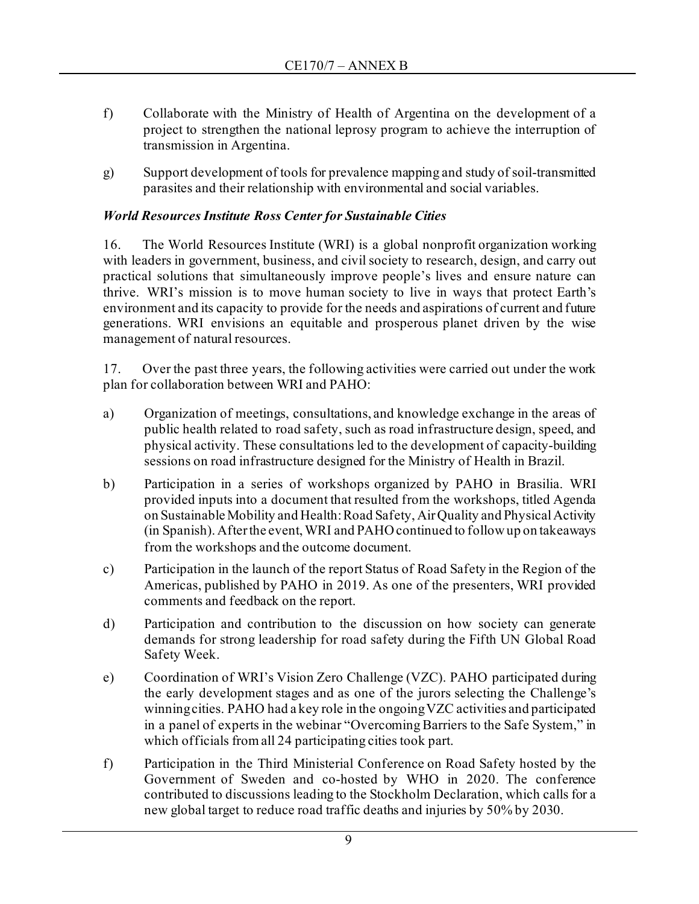f) Collaborate with the Ministry of Health of Argentina on the development of a project to strengthen the national leprosy program to achieve the interruption of transmission in Argentina.

g) Support development of tools for prevalence mapping and study of soil-transmitted parasites and their relationship with environmental and social variables.

***World Resources Institute Ross Center for Sustainable Cities***

16. The World Resources Institute (WRI) is a global nonprofit organization working with leaders in government, business, and civil society to research, design, and carry out practical solutions that simultaneously improve people's lives and ensure nature can thrive. WRI's mission is to move human society to live in ways that protect Earth's environment and its capacity to provide for the needs and aspirations of current and future generations. WRI envisions an equitable and prosperous planet driven by the wise management of natural resources.

17. Over the past three years, the following activities were carried out under the work plan for collaboration between WRI and PAHO:

a) Organization of meetings, consultations, and knowledge exchange in the areas of public health related to road safety, such as road infrastructure design, speed, and physical activity. These consultations led to the development of capacity-building sessions on road infrastructure designed for the Ministry of Health in Brazil.

b) Participation in a series of workshops organized by PAHO in Brasilia. WRI provided inputs into a document that resulted from the workshops, titled Agenda on Sustainable Mobility and Health: Road Safety, Air Quality and Physical Activity (in Spanish). After the event, WRI and PAHO continued to follow up on takeaways from the workshops and the outcome document.

c) Participation in the launch of the report Status of Road Safety in the Region of the Americas, published by PAHO in 2019. As one of the presenters, WRI provided comments and feedback on the report.

d) Participation and contribution to the discussion on how society can generate demands for strong leadership for road safety during the Fifth UN Global Road Safety Week.

e) Coordination of WRI's Vision Zero Challenge (VZC). PAHO participated during the early development stages and as one of the jurors selecting the Challenge's winning cities. PAHO had a key role in the ongoing VZC activities and participated in a panel of experts in the webinar "Overcoming Barriers to the Safe System," in which officials from all 24 participating cities took part.

f) Participation in the Third Ministerial Conference on Road Safety hosted by the Government of Sweden and co-hosted by WHO in 2020. The conference contributed to discussions leading to the Stockholm Declaration, which calls for a new global target to reduce road traffic deaths and injuries by 50% by 2030.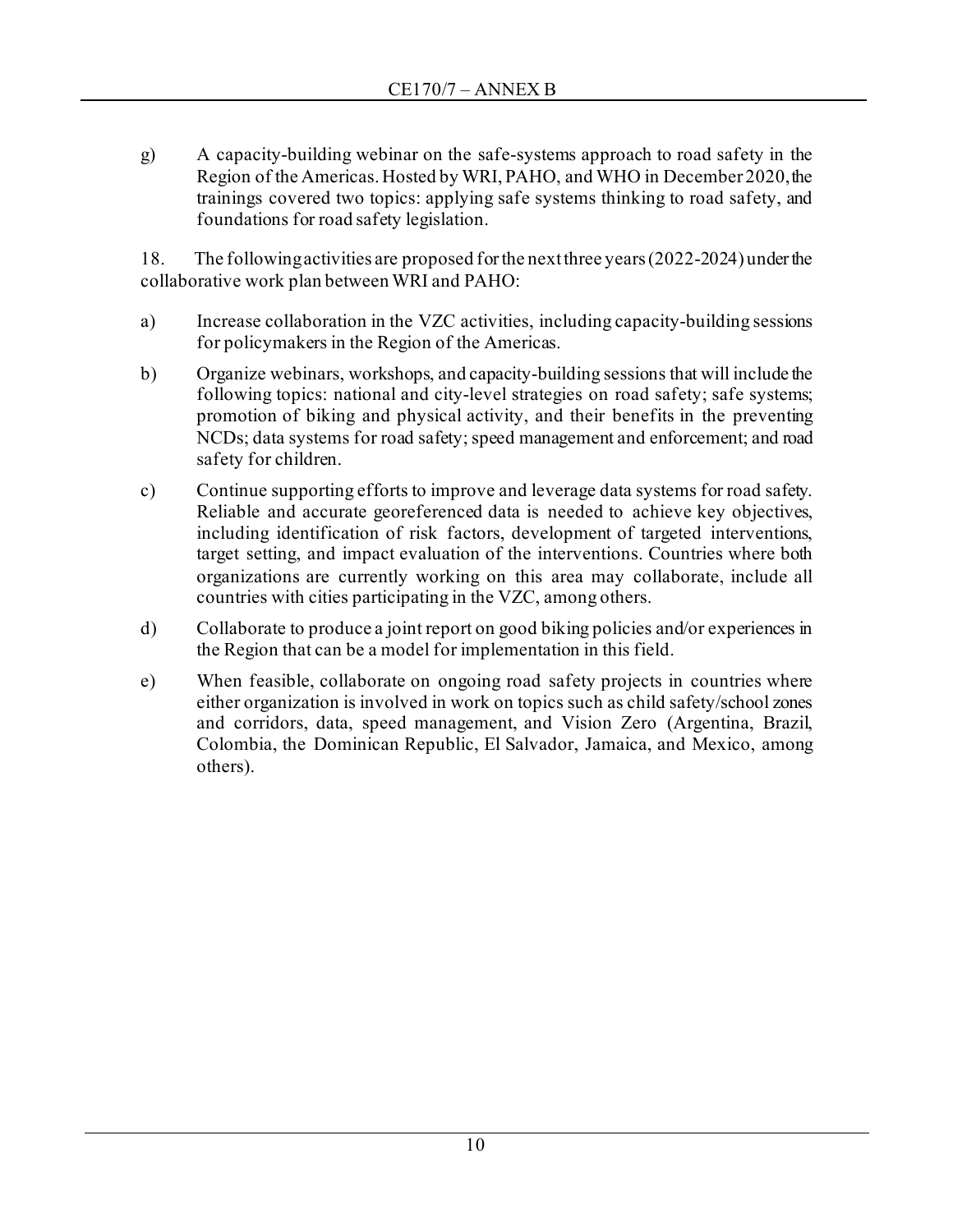g) A capacity-building webinar on the safe-systems approach to road safety in the Region of the Americas. Hosted by WRI, PAHO, and WHO in December 2020, the trainings covered two topics: applying safe systems thinking to road safety, and foundations for road safety legislation.

18. The following activities are proposed for the next three years (2022-2024) under the collaborative work plan between WRI and PAHO:

a) Increase collaboration in the VZC activities, including capacity-building sessions for policymakers in the Region of the Americas.

b) Organize webinars, workshops, and capacity-building sessions that will include the following topics: national and city-level strategies on road safety; safe systems; promotion of biking and physical activity, and their benefits in the preventing NCDs; data systems for road safety; speed management and enforcement; and road safety for children.

c) Continue supporting efforts to improve and leverage data systems for road safety. Reliable and accurate georeferenced data is needed to achieve key objectives, including identification of risk factors, development of targeted interventions, target setting, and impact evaluation of the interventions. Countries where both organizations are currently working on this area may collaborate, include all countries with cities participating in the VZC, among others.

d) Collaborate to produce a joint report on good biking policies and/or experiences in the Region that can be a model for implementation in this field.

e) When feasible, collaborate on ongoing road safety projects in countries where either organization is involved in work on topics such as child safety/school zones and corridors, data, speed management, and Vision Zero (Argentina, Brazil, Colombia, the Dominican Republic, El Salvador, Jamaica, and Mexico, among others).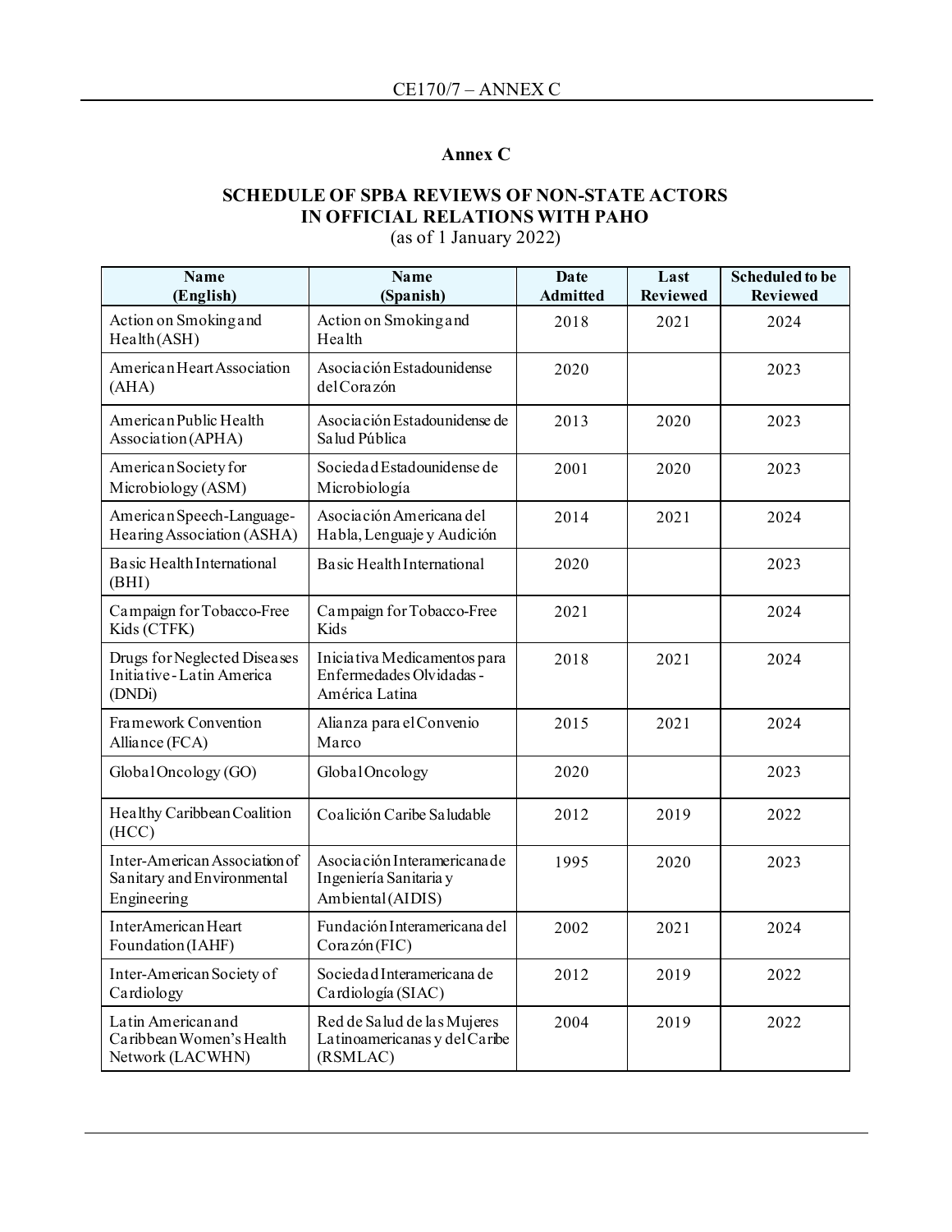## Annex C

### SCHEDULE OF SPBA REVIEWS OF NON-STATE ACTORS IN OFFICIAL RELATIONS WITH PAHO

(as of 1 January 2022)

| Name (English) | Name (Spanish) | Date Admitted | Last Reviewed | Scheduled to be Reviewed |
|---|---|---|---|---|
| Action on Smoking and Health (ASH) | Action on Smoking and Health | 2018 | 2021 | 2024 |
| American Heart Association (AHA) | Asociación Estadounidense del Corazón | 2020 | | 2023 |
| American Public Health Association (APHA) | Asociación Estadounidense de Salud Pública | 2013 | 2020 | 2023 |
| American Society for Microbiology (ASM) | Sociedad Estadounidense de Microbiología | 2001 | 2020 | 2023 |
| American Speech-Language-Hearing Association (ASHA) | Asociación Americana del Habla, Lenguaje y Audición | 2014 | 2021 | 2024 |
| Basic Health International (BHI) | Basic Health International | 2020 | | 2023 |
| Campaign for Tobacco-Free Kids (CTFK) | Campaign for Tobacco-Free Kids | 2021 | | 2024 |
| Drugs for Neglected Diseases Initiative - Latin America (DNDi) | Iniciativa Medicamentos para Enfermedades Olvidadas - América Latina | 2018 | 2021 | 2024 |
| Framework Convention Alliance (FCA) | Alianza para el Convenio Marco | 2015 | 2021 | 2024 |
| Global Oncology (GO) | Global Oncology | 2020 | | 2023 |
| Healthy Caribbean Coalition (HCC) | Coalición Caribe Saludable | 2012 | 2019 | 2022 |
| Inter-American Association of Sanitary and Environmental Engineering | Asociación Interamericana de Ingeniería Sanitaria y Ambiental (AIDIS) | 1995 | 2020 | 2023 |
| InterAmerican Heart Foundation (IAHF) | Fundación Interamericana del Corazón (FIC) | 2002 | 2021 | 2024 |
| Inter-American Society of Cardiology | Sociedad Interamericana de Cardiología (SIAC) | 2012 | 2019 | 2022 |
| Latin American and Caribbean Women's Health Network (LACWHN) | Red de Salud de las Mujeres Latinoamericanas y del Caribe (RSMLAC) | 2004 | 2019 | 2022 |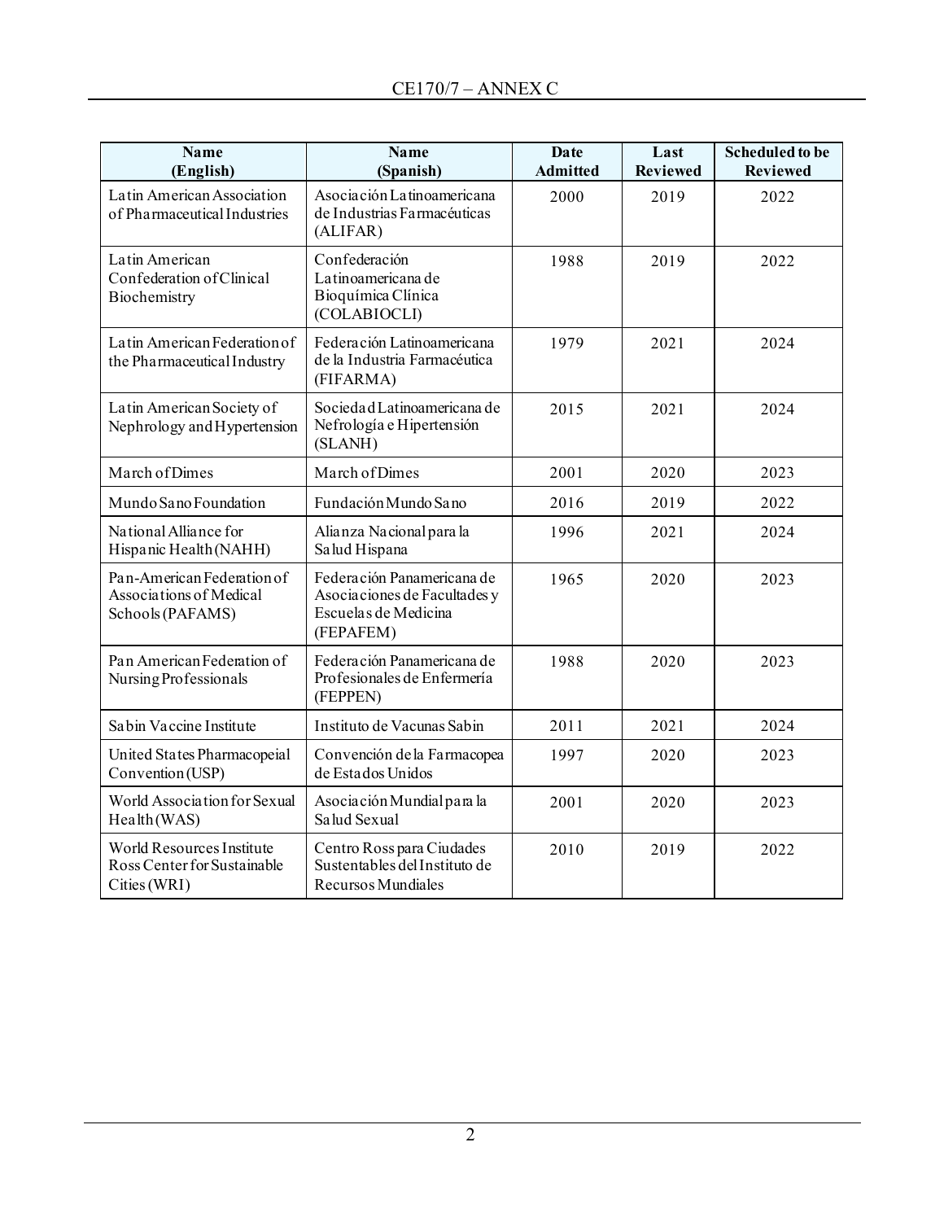| **Name (English)** | **Name (Spanish)** | **Date Admitted** | **Last Reviewed** | **Scheduled to be Reviewed** |
|---|---|---|---|---|
| Latin American Association of Pharmaceutical Industries | Asociación Latinoamericana de Industrias Farmacéuticas (ALIFAR) | 2000 | 2019 | 2022 |
| Latin American Confederation of Clinical Biochemistry | Confederación Latinoamericana de Bioquímica Clínica (COLABIOCLI) | 1988 | 2019 | 2022 |
| Latin American Federation of the Pharmaceutical Industry | Federación Latinoamericana de la Industria Farmacéutica (FIFARMA) | 1979 | 2021 | 2024 |
| Latin American Society of Nephrology and Hypertension | Sociedad Latinoamericana de Nefrología e Hipertensión (SLANH) | 2015 | 2021 | 2024 |
| March of Dimes | March of Dimes | 2001 | 2020 | 2023 |
| Mundo Sano Foundation | Fundación Mundo Sano | 2016 | 2019 | 2022 |
| National Alliance for Hispanic Health (NAHH) | Alianza Nacional para la Salud Hispana | 1996 | 2021 | 2024 |
| Pan-American Federation of Associations of Medical Schools (PAFAMS) | Federación Panamericana de Asociaciones de Facultades y Escuelas de Medicina (FEPAFEM) | 1965 | 2020 | 2023 |
| Pan American Federation of Nursing Professionals | Federación Panamericana de Profesionales de Enfermería (FEPPEN) | 1988 | 2020 | 2023 |
| Sabin Vaccine Institute | Instituto de Vacunas Sabin | 2011 | 2021 | 2024 |
| United States Pharmacopeial Convention (USP) | Convención de la Farmacopea de Estados Unidos | 1997 | 2020 | 2023 |
| World Association for Sexual Health (WAS) | Asociación Mundial para la Salud Sexual | 2001 | 2020 | 2023 |
| World Resources Institute Ross Center for Sustainable Cities (WRI) | Centro Ross para Ciudades Sustentables del Instituto de Recursos Mundiales | 2010 | 2019 | 2022 |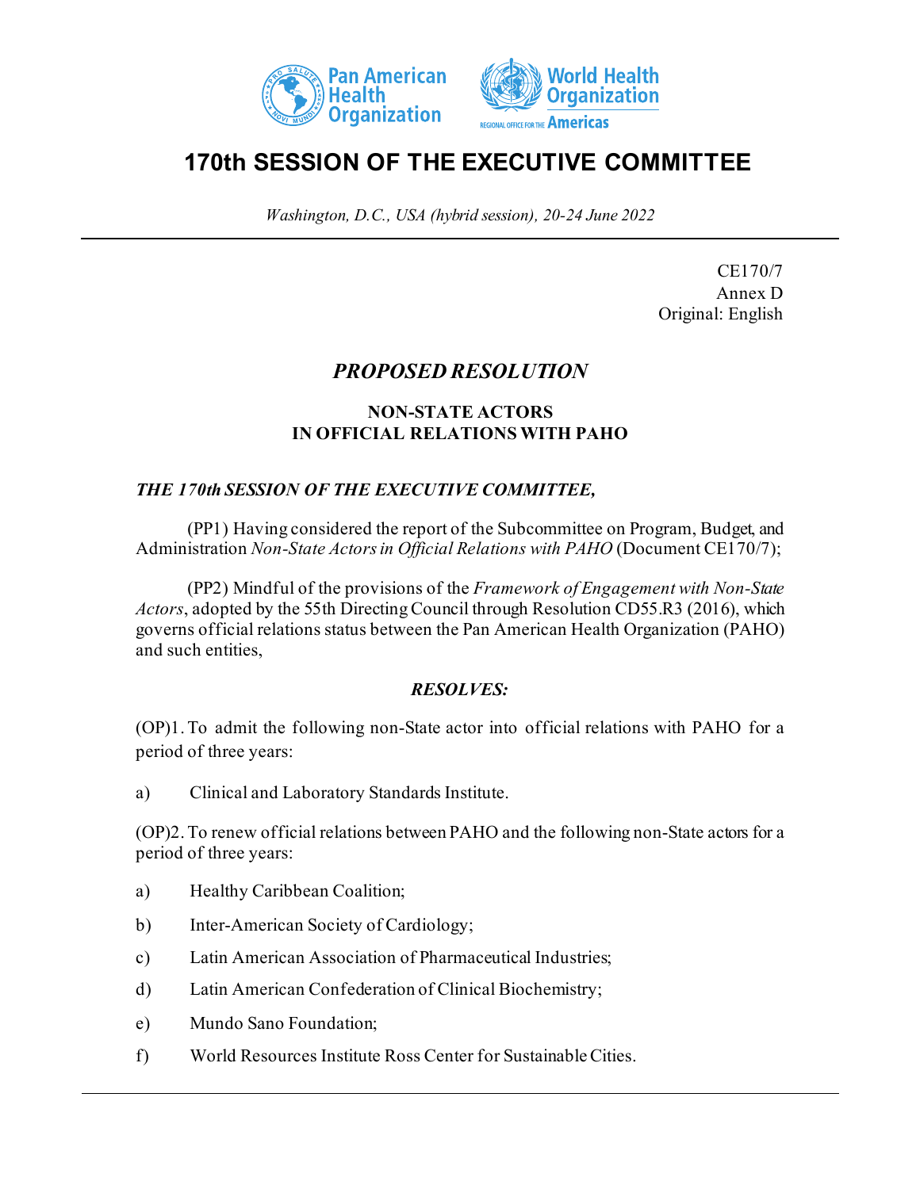# 170th SESSION OF THE EXECUTIVE COMMITTEE

*Washington, D.C., USA (hybrid session), 20-24 June 2022*

CE170/7
Annex D
Original: English

## *PROPOSED RESOLUTION*

### NON-STATE ACTORS
### IN OFFICIAL RELATIONS WITH PAHO

***THE 170th SESSION OF THE EXECUTIVE COMMITTEE,***

(PP1) Having considered the report of the Subcommittee on Program, Budget, and Administration *Non-State Actors in Official Relations with PAHO* (Document CE170/7);

(PP2) Mindful of the provisions of the *Framework of Engagement with Non-State Actors*, adopted by the 55th Directing Council through Resolution CD55.R3 (2016), which governs official relations status between the Pan American Health Organization (PAHO) and such entities,

***RESOLVES:***

(OP)1. To admit the following non-State actor into official relations with PAHO for a period of three years:

a) Clinical and Laboratory Standards Institute.

(OP)2. To renew official relations between PAHO and the following non-State actors for a period of three years:

a) Healthy Caribbean Coalition;

b) Inter-American Society of Cardiology;

c) Latin American Association of Pharmaceutical Industries;

d) Latin American Confederation of Clinical Biochemistry;

e) Mundo Sano Foundation;

f) World Resources Institute Ross Center for Sustainable Cities.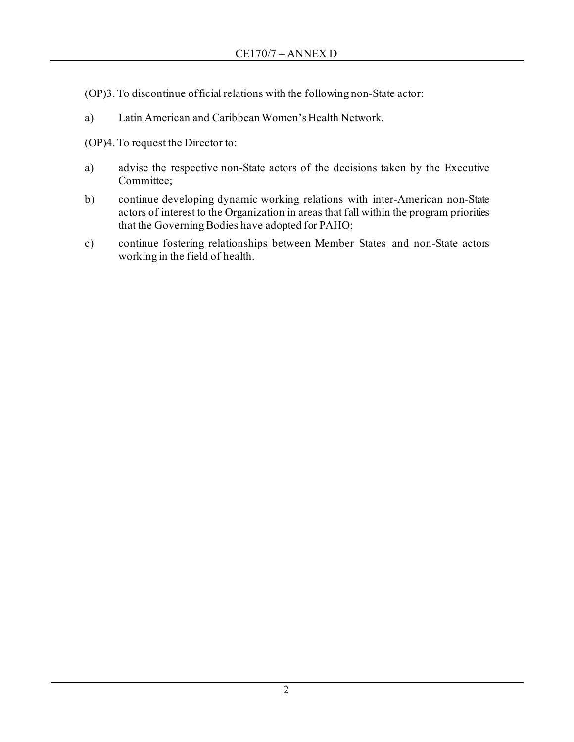(OP)3. To discontinue official relations with the following non-State actor:

a) Latin American and Caribbean Women's Health Network.

(OP)4. To request the Director to:

a) advise the respective non-State actors of the decisions taken by the Executive Committee;

b) continue developing dynamic working relations with inter-American non-State actors of interest to the Organization in areas that fall within the program priorities that the Governing Bodies have adopted for PAHO;

c) continue fostering relationships between Member States and non-State actors working in the field of health.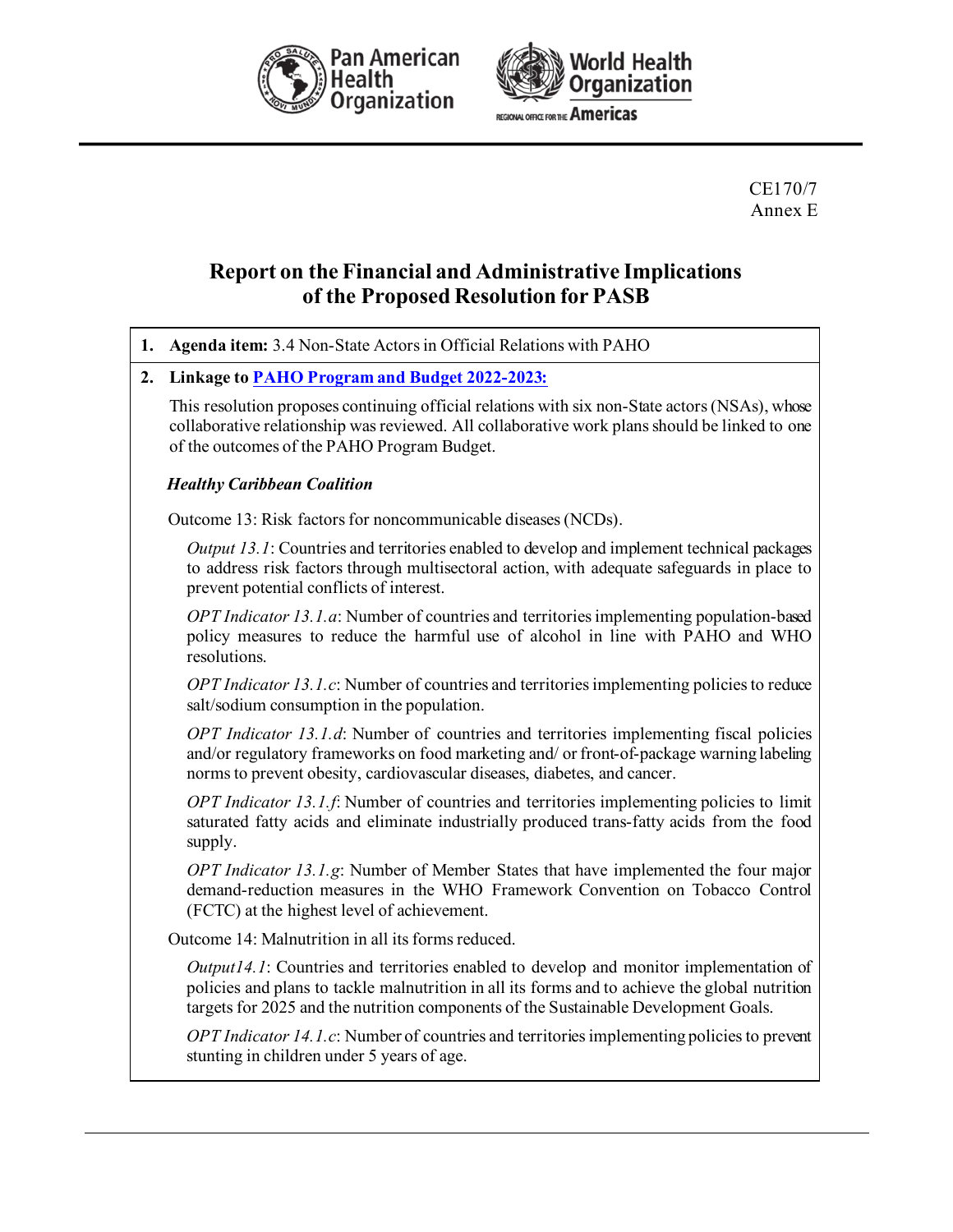CE170/7
Annex E

# Report on the Financial and Administrative Implications of the Proposed Resolution for PASB

**1. Agenda item:** 3.4 Non-State Actors in Official Relations with PAHO

**2. Linkage to PAHO Program and Budget 2022-2023:**

This resolution proposes continuing official relations with six non-State actors (NSAs), whose collaborative relationship was reviewed. All collaborative work plans should be linked to one of the outcomes of the PAHO Program Budget.

***Healthy Caribbean Coalition***

Outcome 13: Risk factors for noncommunicable diseases (NCDs).

*Output 13.1*: Countries and territories enabled to develop and implement technical packages to address risk factors through multisectoral action, with adequate safeguards in place to prevent potential conflicts of interest.

*OPT Indicator 13.1.a*: Number of countries and territories implementing population-based policy measures to reduce the harmful use of alcohol in line with PAHO and WHO resolutions.

*OPT Indicator 13.1.c*: Number of countries and territories implementing policies to reduce salt/sodium consumption in the population.

*OPT Indicator 13.1.d*: Number of countries and territories implementing fiscal policies and/or regulatory frameworks on food marketing and/ or front-of-package warning labeling norms to prevent obesity, cardiovascular diseases, diabetes, and cancer.

*OPT Indicator 13.1.f*: Number of countries and territories implementing policies to limit saturated fatty acids and eliminate industrially produced trans-fatty acids from the food supply.

*OPT Indicator 13.1.g*: Number of Member States that have implemented the four major demand-reduction measures in the WHO Framework Convention on Tobacco Control (FCTC) at the highest level of achievement.

Outcome 14: Malnutrition in all its forms reduced.

*Output14.1*: Countries and territories enabled to develop and monitor implementation of policies and plans to tackle malnutrition in all its forms and to achieve the global nutrition targets for 2025 and the nutrition components of the Sustainable Development Goals.

*OPT Indicator 14.1.c*: Number of countries and territories implementing policies to prevent stunting in children under 5 years of age.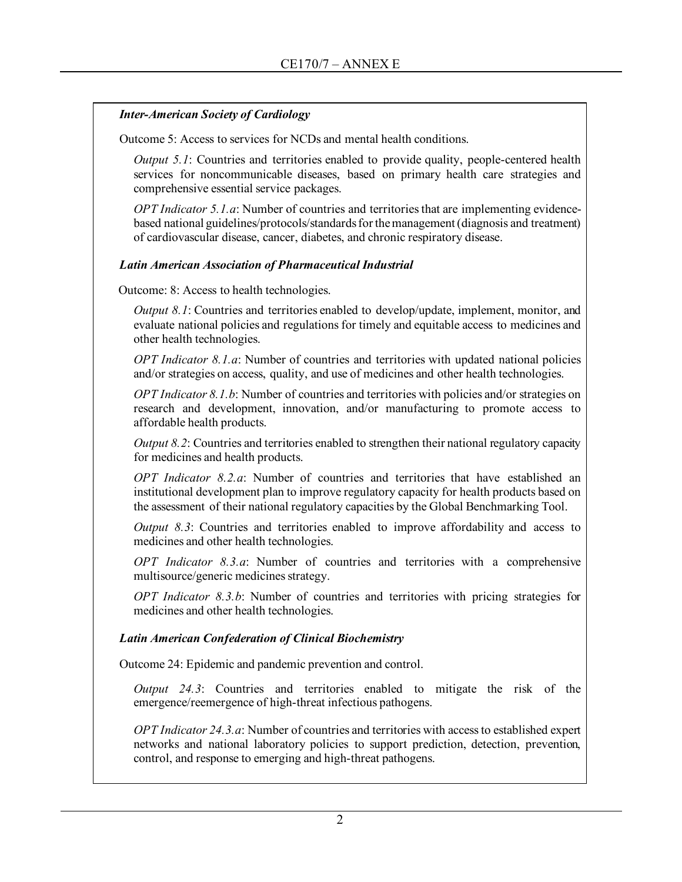***Inter-American Society of Cardiology***

Outcome 5: Access to services for NCDs and mental health conditions.

*Output 5.1*: Countries and territories enabled to provide quality, people-centered health services for noncommunicable diseases, based on primary health care strategies and comprehensive essential service packages.

*OPT Indicator 5.1.a*: Number of countries and territories that are implementing evidence-based national guidelines/protocols/standards for the management (diagnosis and treatment) of cardiovascular disease, cancer, diabetes, and chronic respiratory disease.

***Latin American Association of Pharmaceutical Industrial***

Outcome: 8: Access to health technologies.

*Output 8.1*: Countries and territories enabled to develop/update, implement, monitor, and evaluate national policies and regulations for timely and equitable access to medicines and other health technologies.

*OPT Indicator 8.1.a*: Number of countries and territories with updated national policies and/or strategies on access, quality, and use of medicines and other health technologies.

*OPT Indicator 8.1.b*: Number of countries and territories with policies and/or strategies on research and development, innovation, and/or manufacturing to promote access to affordable health products.

*Output 8.2*: Countries and territories enabled to strengthen their national regulatory capacity for medicines and health products.

*OPT Indicator 8.2.a*: Number of countries and territories that have established an institutional development plan to improve regulatory capacity for health products based on the assessment of their national regulatory capacities by the Global Benchmarking Tool.

*Output 8.3*: Countries and territories enabled to improve affordability and access to medicines and other health technologies.

*OPT Indicator 8.3.a*: Number of countries and territories with a comprehensive multisource/generic medicines strategy.

*OPT Indicator 8.3.b*: Number of countries and territories with pricing strategies for medicines and other health technologies.

***Latin American Confederation of Clinical Biochemistry***

Outcome 24: Epidemic and pandemic prevention and control.

*Output 24.3*: Countries and territories enabled to mitigate the risk of the emergence/reemergence of high-threat infectious pathogens.

*OPT Indicator 24.3.a*: Number of countries and territories with access to established expert networks and national laboratory policies to support prediction, detection, prevention, control, and response to emerging and high-threat pathogens.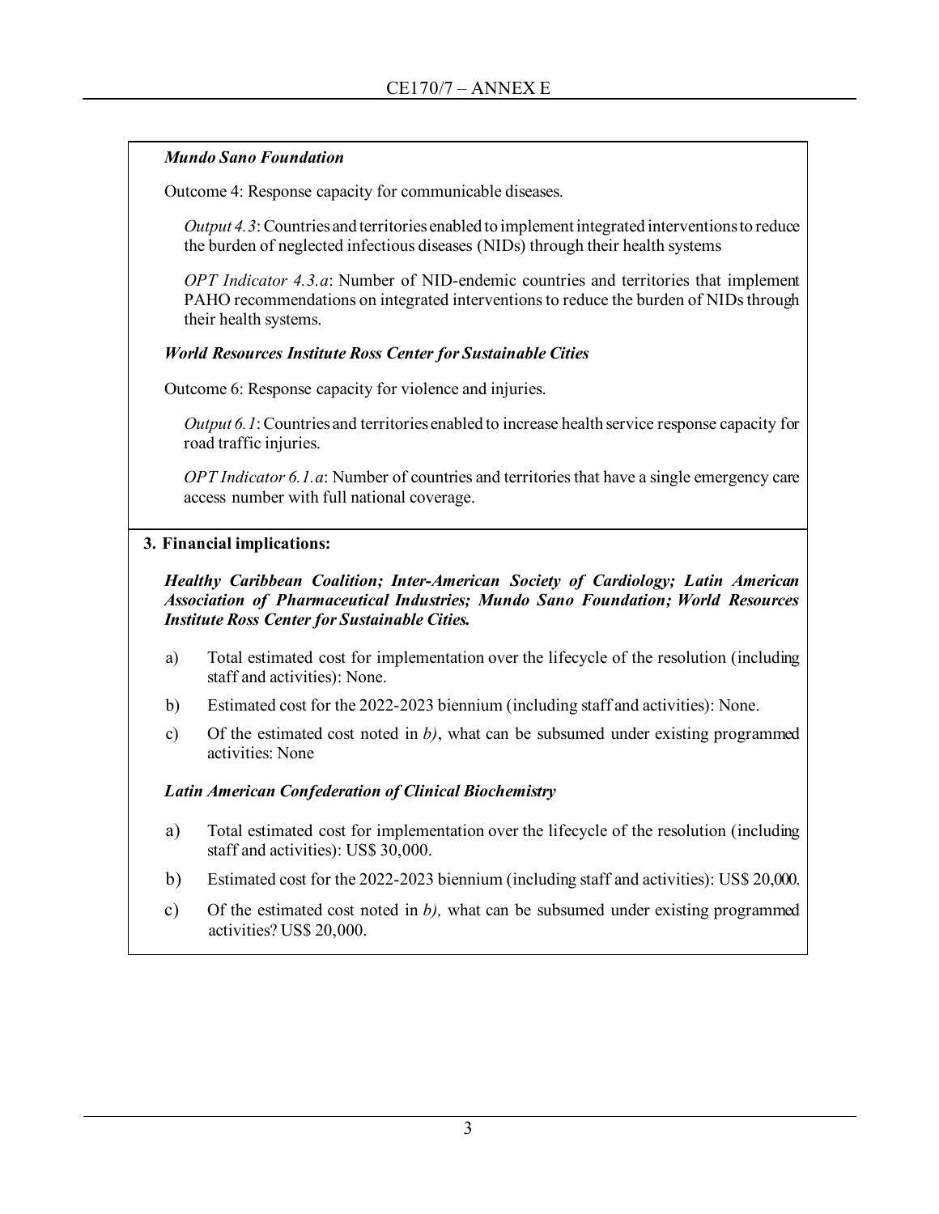***Mundo Sano Foundation***

Outcome 4: Response capacity for communicable diseases.

*Output 4.3*: Countries and territories enabled to implement integrated interventions to reduce the burden of neglected infectious diseases (NIDs) through their health systems

*OPT Indicator 4.3.a*: Number of NID-endemic countries and territories that implement PAHO recommendations on integrated interventions to reduce the burden of NIDs through their health systems.

***World Resources Institute Ross Center for Sustainable Cities***

Outcome 6: Response capacity for violence and injuries.

*Output 6.1*: Countries and territories enabled to increase health service response capacity for road traffic injuries.

*OPT Indicator 6.1.a*: Number of countries and territories that have a single emergency care access number with full national coverage.

**3. Financial implications:**

***Healthy Caribbean Coalition; Inter-American Society of Cardiology; Latin American Association of Pharmaceutical Industries; Mundo Sano Foundation; World Resources Institute Ross Center for Sustainable Cities.***

a) Total estimated cost for implementation over the lifecycle of the resolution (including staff and activities): None.

b) Estimated cost for the 2022-2023 biennium (including staff and activities): None.

c) Of the estimated cost noted in *b)*, what can be subsumed under existing programmed activities: None

***Latin American Confederation of Clinical Biochemistry***

a) Total estimated cost for implementation over the lifecycle of the resolution (including staff and activities): US$ 30,000.

b) Estimated cost for the 2022-2023 biennium (including staff and activities): US$ 20,000.

c) Of the estimated cost noted in *b),* what can be subsumed under existing programmed activities? US$ 20,000.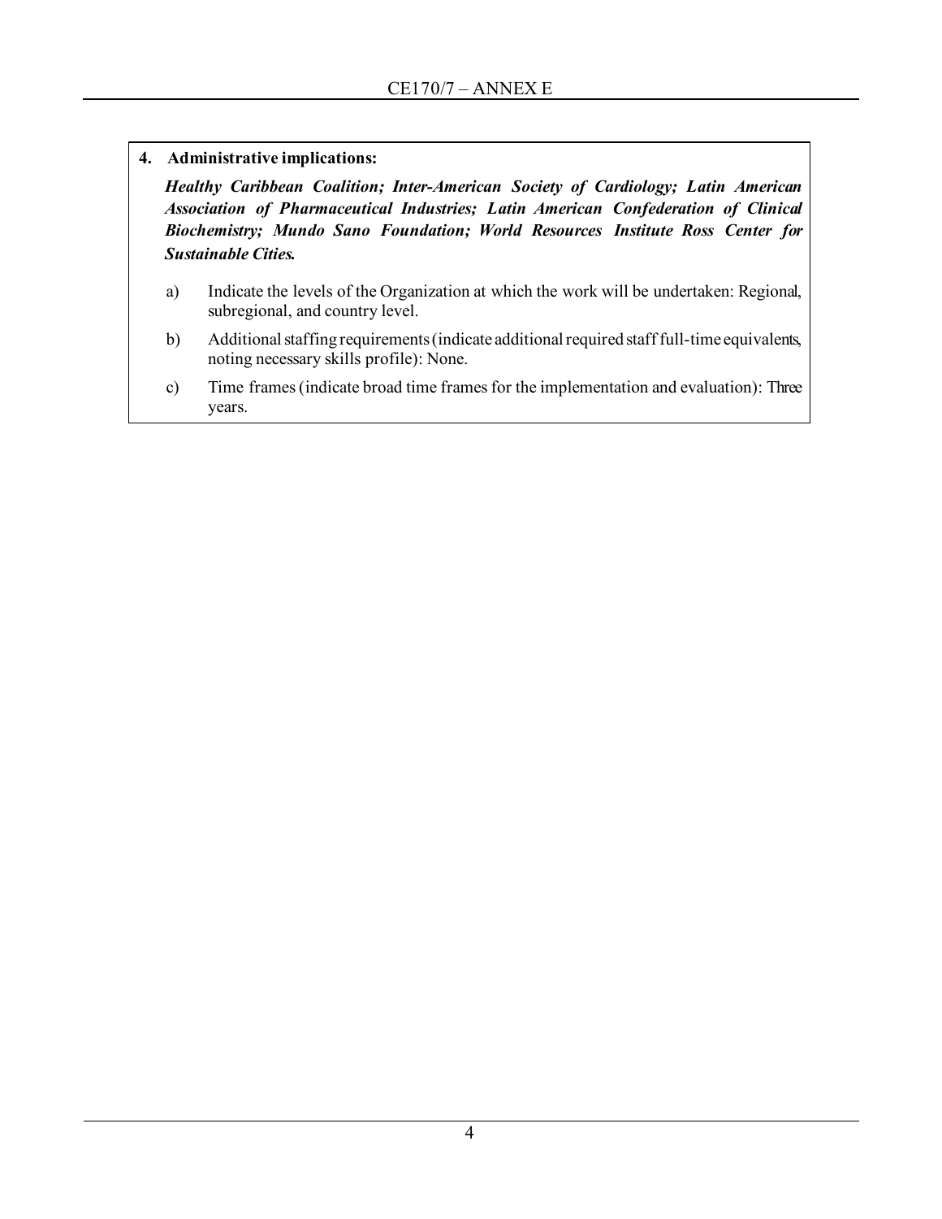**4. Administrative implications:**

***Healthy Caribbean Coalition; Inter-American Society of Cardiology; Latin American Association of Pharmaceutical Industries; Latin American Confederation of Clinical Biochemistry; Mundo Sano Foundation; World Resources Institute Ross Center for Sustainable Cities.***

a) Indicate the levels of the Organization at which the work will be undertaken: Regional, subregional, and country level.

b) Additional staffing requirements (indicate additional required staff full-time equivalents, noting necessary skills profile): None.

c) Time frames (indicate broad time frames for the implementation and evaluation): Three years.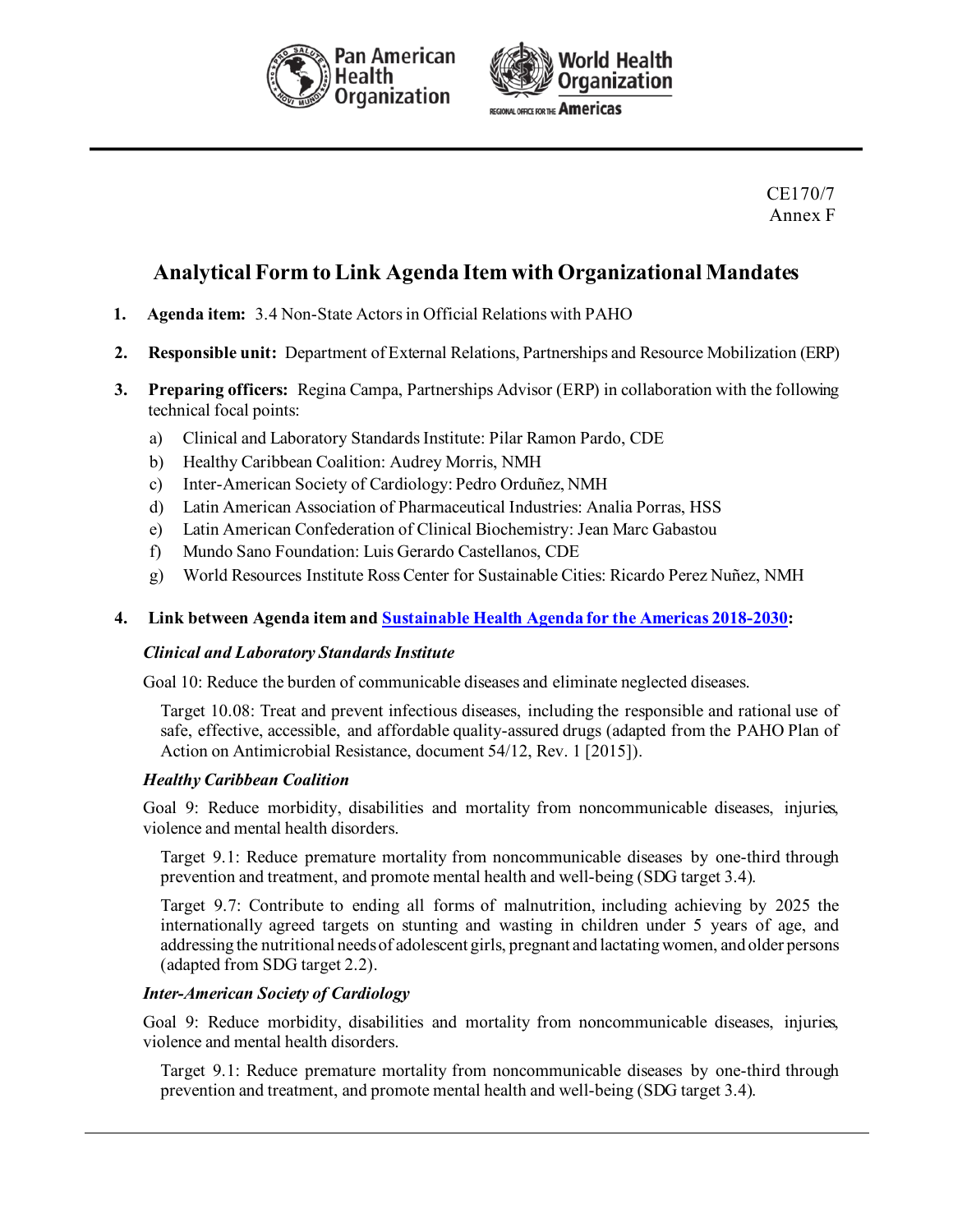CE170/7
Annex F

# Analytical Form to Link Agenda Item with Organizational Mandates

1. **Agenda item:** 3.4 Non-State Actors in Official Relations with PAHO

2. **Responsible unit:** Department of External Relations, Partnerships and Resource Mobilization (ERP)

3. **Preparing officers:** Regina Campa, Partnerships Advisor (ERP) in collaboration with the following technical focal points:

   a) Clinical and Laboratory Standards Institute: Pilar Ramon Pardo, CDE
   b) Healthy Caribbean Coalition: Audrey Morris, NMH
   c) Inter-American Society of Cardiology: Pedro Orduñez, NMH
   d) Latin American Association of Pharmaceutical Industries: Analia Porras, HSS
   e) Latin American Confederation of Clinical Biochemistry: Jean Marc Gabastou
   f) Mundo Sano Foundation: Luis Gerardo Castellanos, CDE
   g) World Resources Institute Ross Center for Sustainable Cities: Ricardo Perez Nuñez, NMH

4. **Link between Agenda item and [Sustainable Health Agenda for the Americas 2018-2030](#):**

*Clinical and Laboratory Standards Institute*

Goal 10: Reduce the burden of communicable diseases and eliminate neglected diseases.

Target 10.08: Treat and prevent infectious diseases, including the responsible and rational use of safe, effective, accessible, and affordable quality-assured drugs (adapted from the PAHO Plan of Action on Antimicrobial Resistance, document 54/12, Rev. 1 [2015]).

*Healthy Caribbean Coalition*

Goal 9: Reduce morbidity, disabilities and mortality from noncommunicable diseases, injuries, violence and mental health disorders.

Target 9.1: Reduce premature mortality from noncommunicable diseases by one-third through prevention and treatment, and promote mental health and well-being (SDG target 3.4).

Target 9.7: Contribute to ending all forms of malnutrition, including achieving by 2025 the internationally agreed targets on stunting and wasting in children under 5 years of age, and addressing the nutritional needs of adolescent girls, pregnant and lactating women, and older persons (adapted from SDG target 2.2).

*Inter-American Society of Cardiology*

Goal 9: Reduce morbidity, disabilities and mortality from noncommunicable diseases, injuries, violence and mental health disorders.

Target 9.1: Reduce premature mortality from noncommunicable diseases by one-third through prevention and treatment, and promote mental health and well-being (SDG target 3.4).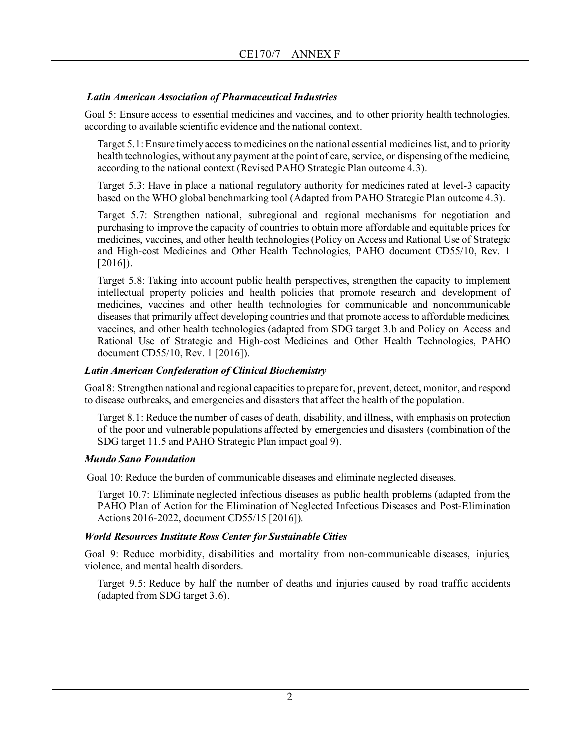***Latin American Association of Pharmaceutical Industries***

Goal 5: Ensure access to essential medicines and vaccines, and to other priority health technologies, according to available scientific evidence and the national context.

Target 5.1: Ensure timely access to medicines on the national essential medicines list, and to priority health technologies, without any payment at the point of care, service, or dispensing of the medicine, according to the national context (Revised PAHO Strategic Plan outcome 4.3).

Target 5.3: Have in place a national regulatory authority for medicines rated at level-3 capacity based on the WHO global benchmarking tool (Adapted from PAHO Strategic Plan outcome 4.3).

Target 5.7: Strengthen national, subregional and regional mechanisms for negotiation and purchasing to improve the capacity of countries to obtain more affordable and equitable prices for medicines, vaccines, and other health technologies (Policy on Access and Rational Use of Strategic and High-cost Medicines and Other Health Technologies, PAHO document CD55/10, Rev. 1 [2016]).

Target 5.8: Taking into account public health perspectives, strengthen the capacity to implement intellectual property policies and health policies that promote research and development of medicines, vaccines and other health technologies for communicable and noncommunicable diseases that primarily affect developing countries and that promote access to affordable medicines, vaccines, and other health technologies (adapted from SDG target 3.b and Policy on Access and Rational Use of Strategic and High-cost Medicines and Other Health Technologies, PAHO document CD55/10, Rev. 1 [2016]).

***Latin American Confederation of Clinical Biochemistry***

Goal 8: Strengthen national and regional capacities to prepare for, prevent, detect, monitor, and respond to disease outbreaks, and emergencies and disasters that affect the health of the population.

Target 8.1: Reduce the number of cases of death, disability, and illness, with emphasis on protection of the poor and vulnerable populations affected by emergencies and disasters (combination of the SDG target 11.5 and PAHO Strategic Plan impact goal 9).

***Mundo Sano Foundation***

Goal 10: Reduce the burden of communicable diseases and eliminate neglected diseases.

Target 10.7: Eliminate neglected infectious diseases as public health problems (adapted from the PAHO Plan of Action for the Elimination of Neglected Infectious Diseases and Post-Elimination Actions 2016-2022, document CD55/15 [2016]).

***World Resources Institute Ross Center for Sustainable Cities***

Goal 9: Reduce morbidity, disabilities and mortality from non-communicable diseases, injuries, violence, and mental health disorders.

Target 9.5: Reduce by half the number of deaths and injuries caused by road traffic accidents (adapted from SDG target 3.6).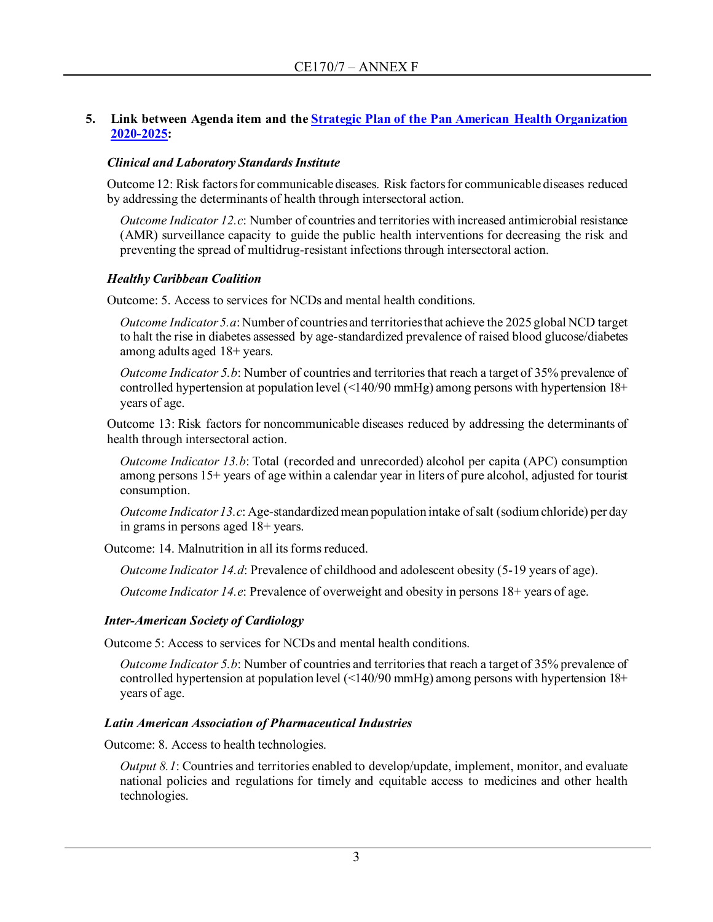5. **Link between Agenda item and the [Strategic Plan of the Pan American Health Organization 2020-2025](#):**

*Clinical and Laboratory Standards Institute*

Outcome 12: Risk factors for communicable diseases. Risk factors for communicable diseases reduced by addressing the determinants of health through intersectoral action.

*Outcome Indicator 12.c*: Number of countries and territories with increased antimicrobial resistance (AMR) surveillance capacity to guide the public health interventions for decreasing the risk and preventing the spread of multidrug-resistant infections through intersectoral action.

*Healthy Caribbean Coalition*

Outcome: 5. Access to services for NCDs and mental health conditions.

*Outcome Indicator 5.a*: Number of countries and territories that achieve the 2025 global NCD target to halt the rise in diabetes assessed by age-standardized prevalence of raised blood glucose/diabetes among adults aged 18+ years.

*Outcome Indicator 5.b*: Number of countries and territories that reach a target of 35% prevalence of controlled hypertension at population level (<140/90 mmHg) among persons with hypertension 18+ years of age.

Outcome 13: Risk factors for noncommunicable diseases reduced by addressing the determinants of health through intersectoral action.

*Outcome Indicator 13.b*: Total (recorded and unrecorded) alcohol per capita (APC) consumption among persons 15+ years of age within a calendar year in liters of pure alcohol, adjusted for tourist consumption.

*Outcome Indicator 13.c*: Age-standardized mean population intake of salt (sodium chloride) per day in grams in persons aged 18+ years.

Outcome: 14. Malnutrition in all its forms reduced.

*Outcome Indicator 14.d*: Prevalence of childhood and adolescent obesity (5-19 years of age).

*Outcome Indicator 14.e*: Prevalence of overweight and obesity in persons 18+ years of age.

*Inter-American Society of Cardiology*

Outcome 5: Access to services for NCDs and mental health conditions.

*Outcome Indicator 5.b*: Number of countries and territories that reach a target of 35% prevalence of controlled hypertension at population level (<140/90 mmHg) among persons with hypertension 18+ years of age.

*Latin American Association of Pharmaceutical Industries*

Outcome: 8. Access to health technologies.

*Output 8.1*: Countries and territories enabled to develop/update, implement, monitor, and evaluate national policies and regulations for timely and equitable access to medicines and other health technologies.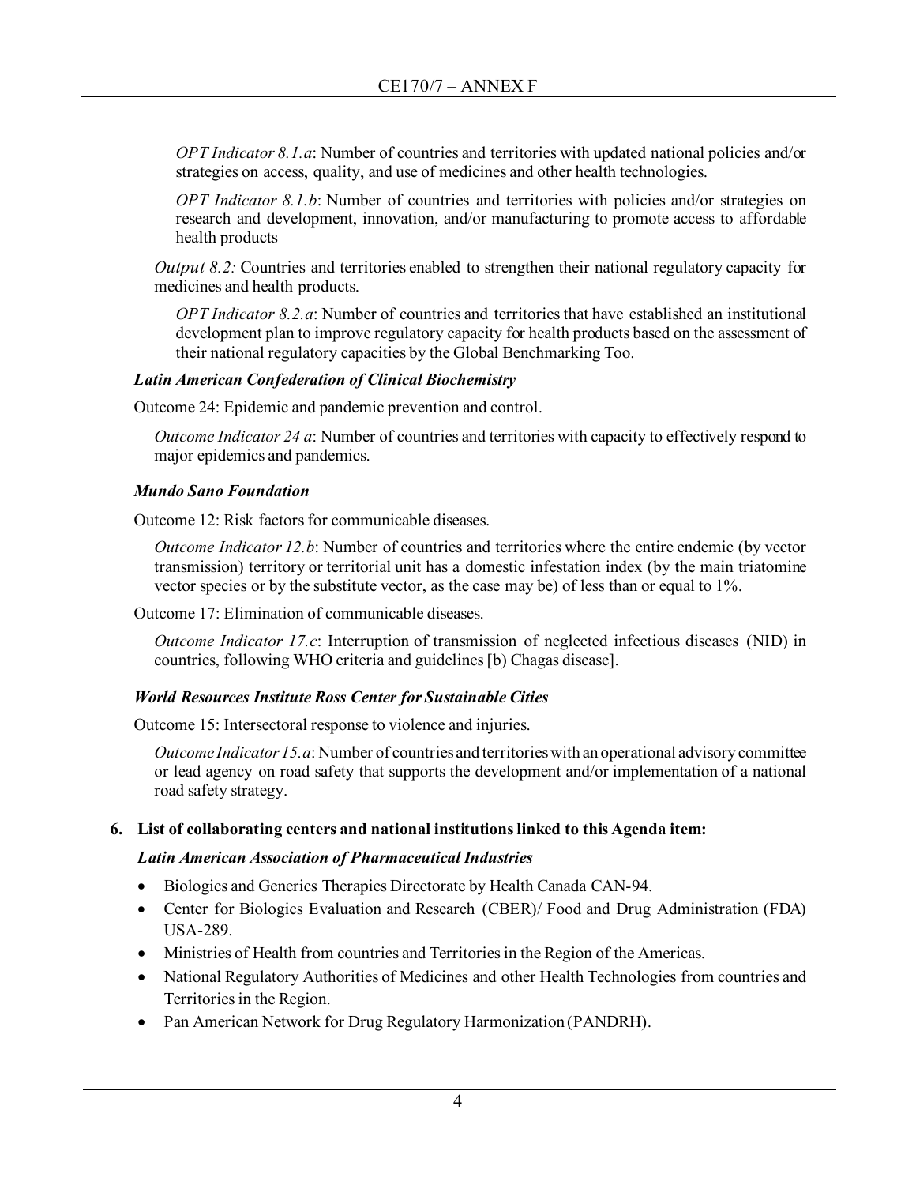*OPT Indicator 8.1.a*: Number of countries and territories with updated national policies and/or strategies on access, quality, and use of medicines and other health technologies.

*OPT Indicator 8.1.b*: Number of countries and territories with policies and/or strategies on research and development, innovation, and/or manufacturing to promote access to affordable health products

*Output 8.2:* Countries and territories enabled to strengthen their national regulatory capacity for medicines and health products.

*OPT Indicator 8.2.a*: Number of countries and territories that have established an institutional development plan to improve regulatory capacity for health products based on the assessment of their national regulatory capacities by the Global Benchmarking Too.

***Latin American Confederation of Clinical Biochemistry***

Outcome 24: Epidemic and pandemic prevention and control.

*Outcome Indicator 24 a*: Number of countries and territories with capacity to effectively respond to major epidemics and pandemics.

***Mundo Sano Foundation***

Outcome 12: Risk factors for communicable diseases.

*Outcome Indicator 12.b*: Number of countries and territories where the entire endemic (by vector transmission) territory or territorial unit has a domestic infestation index (by the main triatomine vector species or by the substitute vector, as the case may be) of less than or equal to 1%.

Outcome 17: Elimination of communicable diseases.

*Outcome Indicator 17.c*: Interruption of transmission of neglected infectious diseases (NID) in countries, following WHO criteria and guidelines [b) Chagas disease].

***World Resources Institute Ross Center for Sustainable Cities***

Outcome 15: Intersectoral response to violence and injuries.

*Outcome Indicator 15.a*: Number of countries and territories with an operational advisory committee or lead agency on road safety that supports the development and/or implementation of a national road safety strategy.

**6. List of collaborating centers and national institutions linked to this Agenda item:**

***Latin American Association of Pharmaceutical Industries***

- Biologics and Generics Therapies Directorate by Health Canada CAN-94.
- Center for Biologics Evaluation and Research (CBER)/ Food and Drug Administration (FDA) USA-289.
- Ministries of Health from countries and Territories in the Region of the Americas.
- National Regulatory Authorities of Medicines and other Health Technologies from countries and Territories in the Region.
- Pan American Network for Drug Regulatory Harmonization (PANDRH).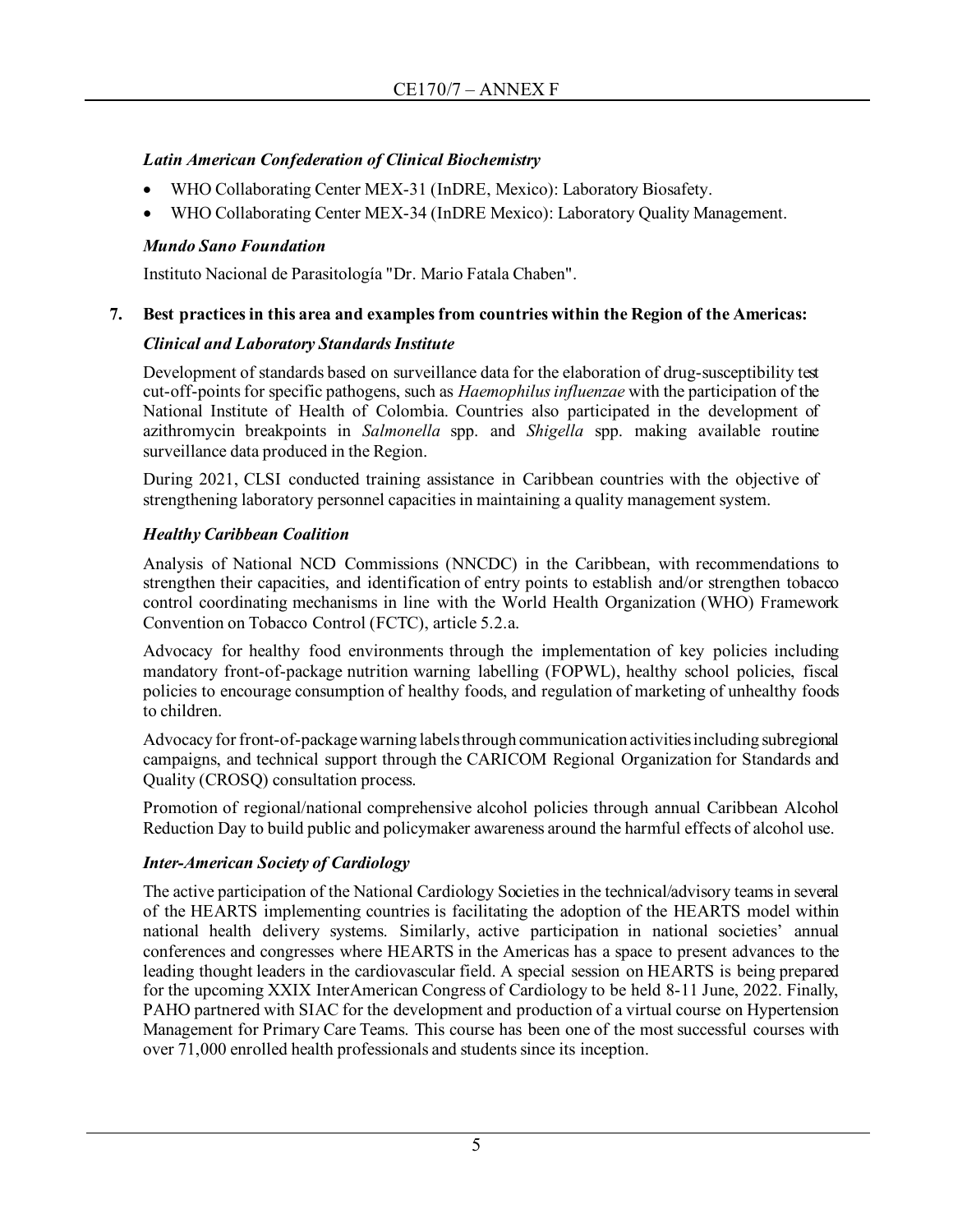***Latin American Confederation of Clinical Biochemistry***

- WHO Collaborating Center MEX-31 (InDRE, Mexico): Laboratory Biosafety.
- WHO Collaborating Center MEX-34 (InDRE Mexico): Laboratory Quality Management.

***Mundo Sano Foundation***

Instituto Nacional de Parasitología "Dr. Mario Fatala Chaben".

**7. Best practices in this area and examples from countries within the Region of the Americas:**

***Clinical and Laboratory Standards Institute***

Development of standards based on surveillance data for the elaboration of drug-susceptibility test cut-off-points for specific pathogens, such as *Haemophilus influenzae* with the participation of the National Institute of Health of Colombia. Countries also participated in the development of azithromycin breakpoints in *Salmonella* spp. and *Shigella* spp. making available routine surveillance data produced in the Region.

During 2021, CLSI conducted training assistance in Caribbean countries with the objective of strengthening laboratory personnel capacities in maintaining a quality management system.

***Healthy Caribbean Coalition***

Analysis of National NCD Commissions (NNCDC) in the Caribbean, with recommendations to strengthen their capacities, and identification of entry points to establish and/or strengthen tobacco control coordinating mechanisms in line with the World Health Organization (WHO) Framework Convention on Tobacco Control (FCTC), article 5.2.a.

Advocacy for healthy food environments through the implementation of key policies including mandatory front-of-package nutrition warning labelling (FOPWL), healthy school policies, fiscal policies to encourage consumption of healthy foods, and regulation of marketing of unhealthy foods to children.

Advocacy for front-of-package warning labels through communication activities including subregional campaigns, and technical support through the CARICOM Regional Organization for Standards and Quality (CROSQ) consultation process.

Promotion of regional/national comprehensive alcohol policies through annual Caribbean Alcohol Reduction Day to build public and policymaker awareness around the harmful effects of alcohol use.

***Inter-American Society of Cardiology***

The active participation of the National Cardiology Societies in the technical/advisory teams in several of the HEARTS implementing countries is facilitating the adoption of the HEARTS model within national health delivery systems. Similarly, active participation in national societies' annual conferences and congresses where HEARTS in the Americas has a space to present advances to the leading thought leaders in the cardiovascular field. A special session on HEARTS is being prepared for the upcoming XXIX InterAmerican Congress of Cardiology to be held 8-11 June, 2022. Finally, PAHO partnered with SIAC for the development and production of a virtual course on Hypertension Management for Primary Care Teams. This course has been one of the most successful courses with over 71,000 enrolled health professionals and students since its inception.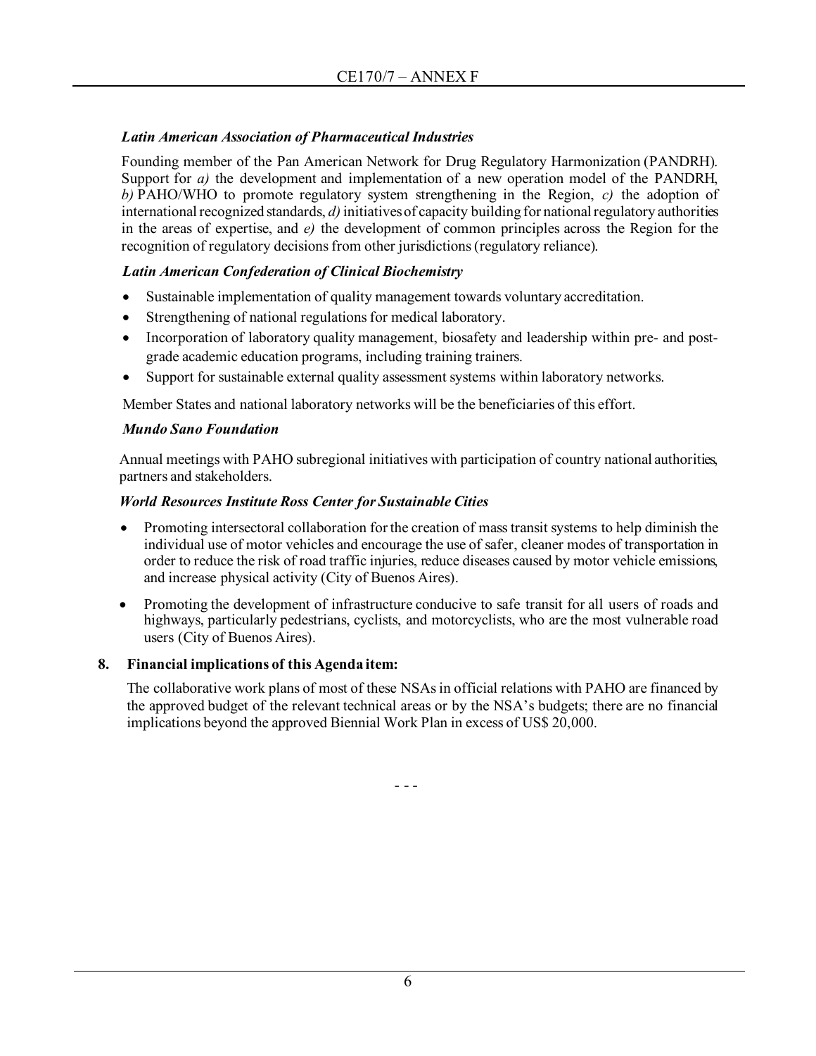***Latin American Association of Pharmaceutical Industries***

Founding member of the Pan American Network for Drug Regulatory Harmonization (PANDRH). Support for *a)* the development and implementation of a new operation model of the PANDRH, *b)* PAHO/WHO to promote regulatory system strengthening in the Region, *c)* the adoption of international recognized standards, *d)* initiatives of capacity building for national regulatory authorities in the areas of expertise, and *e)* the development of common principles across the Region for the recognition of regulatory decisions from other jurisdictions (regulatory reliance).

***Latin American Confederation of Clinical Biochemistry***

- Sustainable implementation of quality management towards voluntary accreditation.
- Strengthening of national regulations for medical laboratory.
- Incorporation of laboratory quality management, biosafety and leadership within pre- and post-grade academic education programs, including training trainers.
- Support for sustainable external quality assessment systems within laboratory networks.

Member States and national laboratory networks will be the beneficiaries of this effort.

***Mundo Sano Foundation***

Annual meetings with PAHO subregional initiatives with participation of country national authorities, partners and stakeholders.

***World Resources Institute Ross Center for Sustainable Cities***

- Promoting intersectoral collaboration for the creation of mass transit systems to help diminish the individual use of motor vehicles and encourage the use of safer, cleaner modes of transportation in order to reduce the risk of road traffic injuries, reduce diseases caused by motor vehicle emissions, and increase physical activity (City of Buenos Aires).
- Promoting the development of infrastructure conducive to safe transit for all users of roads and highways, particularly pedestrians, cyclists, and motorcyclists, who are the most vulnerable road users (City of Buenos Aires).

**8. Financial implications of this Agenda item:**

The collaborative work plans of most of these NSAs in official relations with PAHO are financed by the approved budget of the relevant technical areas or by the NSA's budgets; there are no financial implications beyond the approved Biennial Work Plan in excess of US$ 20,000.

- - -